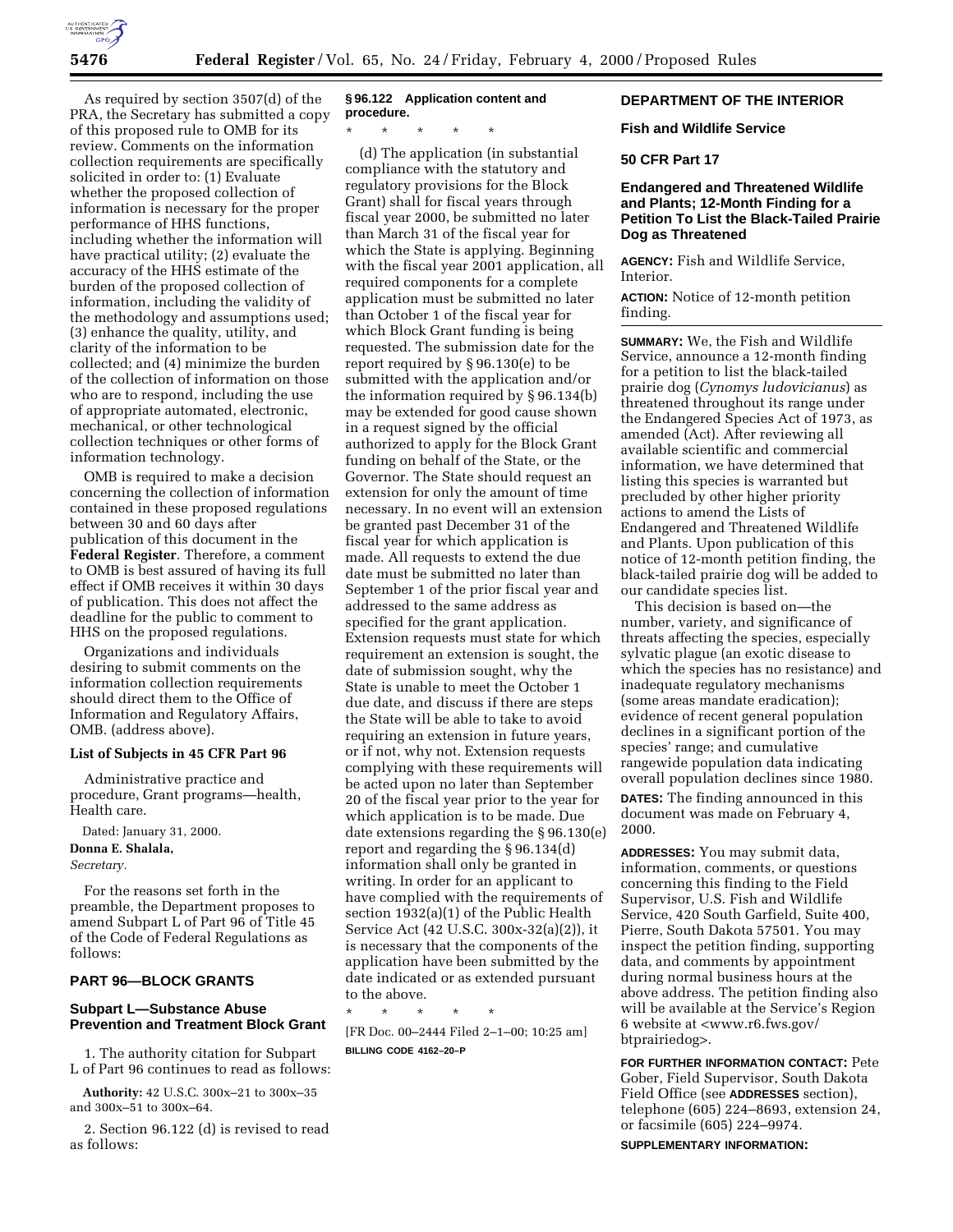As required by section 3507(d) of the PRA, the Secretary has submitted a copy of this proposed rule to OMB for its review. Comments on the information collection requirements are specifically solicited in order to: (1) Evaluate whether the proposed collection of information is necessary for the proper performance of HHS functions, including whether the information will have practical utility; (2) evaluate the accuracy of the HHS estimate of the burden of the proposed collection of information, including the validity of the methodology and assumptions used; (3) enhance the quality, utility, and clarity of the information to be collected; and (4) minimize the burden of the collection of information on those who are to respond, including the use of appropriate automated, electronic, mechanical, or other technological collection techniques or other forms of information technology.

OMB is required to make a decision concerning the collection of information contained in these proposed regulations between 30 and 60 days after publication of this document in the **Federal Register**. Therefore, a comment to OMB is best assured of having its full effect if OMB receives it within 30 days of publication. This does not affect the deadline for the public to comment to HHS on the proposed regulations.

Organizations and individuals desiring to submit comments on the information collection requirements should direct them to the Office of Information and Regulatory Affairs, OMB. (address above).

**List of Subjects in 45 CFR Part 96**

Administrative practice and procedure, Grant programs—health, Health care.

Dated: January 31, 2000.

**Donna E. Shalala,**

*Secretary.*

For the reasons set forth in the preamble, the Department proposes to amend Subpart L of Part 96 of Title 45 of the Code of Federal Regulations as follows:

## PART 96—BLOCK GRANTS

## Subpart L—Substance Abuse Prevention and Treatment Block Grant

1. The authority citation for Subpart L of Part 96 continues to read as follows:

**Authority:** 42 U.S.C. 300x–21 to 300x–35 and 300x–51 to 300x–64.

2. Section 96.122 (d) is revised to read as follows:

**§ 96.122 Application content and procedure.**

\* \* \* \* \*

(d) The application (in substantial compliance with the statutory and regulatory provisions for the Block Grant) shall for fiscal years through fiscal year 2000, be submitted no later than March 31 of the fiscal year for which the State is applying. Beginning with the fiscal year 2001 application, all required components for a complete application must be submitted no later than October 1 of the fiscal year for which Block Grant funding is being requested. The submission date for the report required by § 96.130(e) to be submitted with the application and/or the information required by § 96.134(b) may be extended for good cause shown in a request signed by the official authorized to apply for the Block Grant funding on behalf of the State, or the Governor. The State should request an extension for only the amount of time necessary. In no event will an extension be granted past December 31 of the fiscal year for which application is made. All requests to extend the due date must be submitted no later than September 1 of the prior fiscal year and addressed to the same address as specified for the grant application. Extension requests must state for which requirement an extension is sought, the date of submission sought, why the State is unable to meet the October 1 due date, and discuss if there are steps the State will be able to take to avoid requiring an extension in future years, or if not, why not. Extension requests complying with these requirements will be acted upon no later than September 20 of the fiscal year prior to the year for which application is to be made. Due date extensions regarding the § 96.130(e) report and regarding the § 96.134(d) information shall only be granted in writing. In order for an applicant to have complied with the requirements of section 1932(a)(1) of the Public Health Service Act (42 U.S.C. 300x-32(a)(2)), it is necessary that the components of the application have been submitted by the date indicated or as extended pursuant to the above.

\* \* \* \* \*

[FR Doc. 00–2444 Filed 2–1–00; 10:25 am]

**BILLING CODE 4162–20–P**

## DEPARTMENT OF THE INTERIOR

## Fish and Wildlife Service

## 50 CFR Part 17

## Endangered and Threatened Wildlife and Plants; 12-Month Finding for a Petition To List the Black-Tailed Prairie Dog as Threatened

**AGENCY:** Fish and Wildlife Service, Interior.

**ACTION:** Notice of 12-month petition finding.

**SUMMARY:** We, the Fish and Wildlife Service, announce a 12-month finding for a petition to list the black-tailed prairie dog (*Cynomys ludovicianus*) as threatened throughout its range under the Endangered Species Act of 1973, as amended (Act). After reviewing all available scientific and commercial information, we have determined that listing this species is warranted but precluded by other higher priority actions to amend the Lists of Endangered and Threatened Wildlife and Plants. Upon publication of this notice of 12-month petition finding, the black-tailed prairie dog will be added to our candidate species list.

This decision is based on—the number, variety, and significance of threats affecting the species, especially sylvatic plague (an exotic disease to which the species has no resistance) and inadequate regulatory mechanisms (some areas mandate eradication); evidence of recent general population declines in a significant portion of the species' range; and cumulative rangewide population data indicating overall population declines since 1980.

**DATES:** The finding announced in this document was made on February 4, 2000.

**ADDRESSES:** You may submit data, information, comments, or questions concerning this finding to the Field Supervisor, U.S. Fish and Wildlife Service, 420 South Garfield, Suite 400, Pierre, South Dakota 57501. You may inspect the petition finding, supporting data, and comments by appointment during normal business hours at the above address. The petition finding also will be available at the Service's Region 6 website at <www.r6.fws.gov/btprairiedog>.

**FOR FURTHER INFORMATION CONTACT:** Pete Gober, Field Supervisor, South Dakota Field Office (see **ADDRESSES** section), telephone (605) 224–8693, extension 24, or facsimile (605) 224–9974.

**SUPPLEMENTARY INFORMATION:**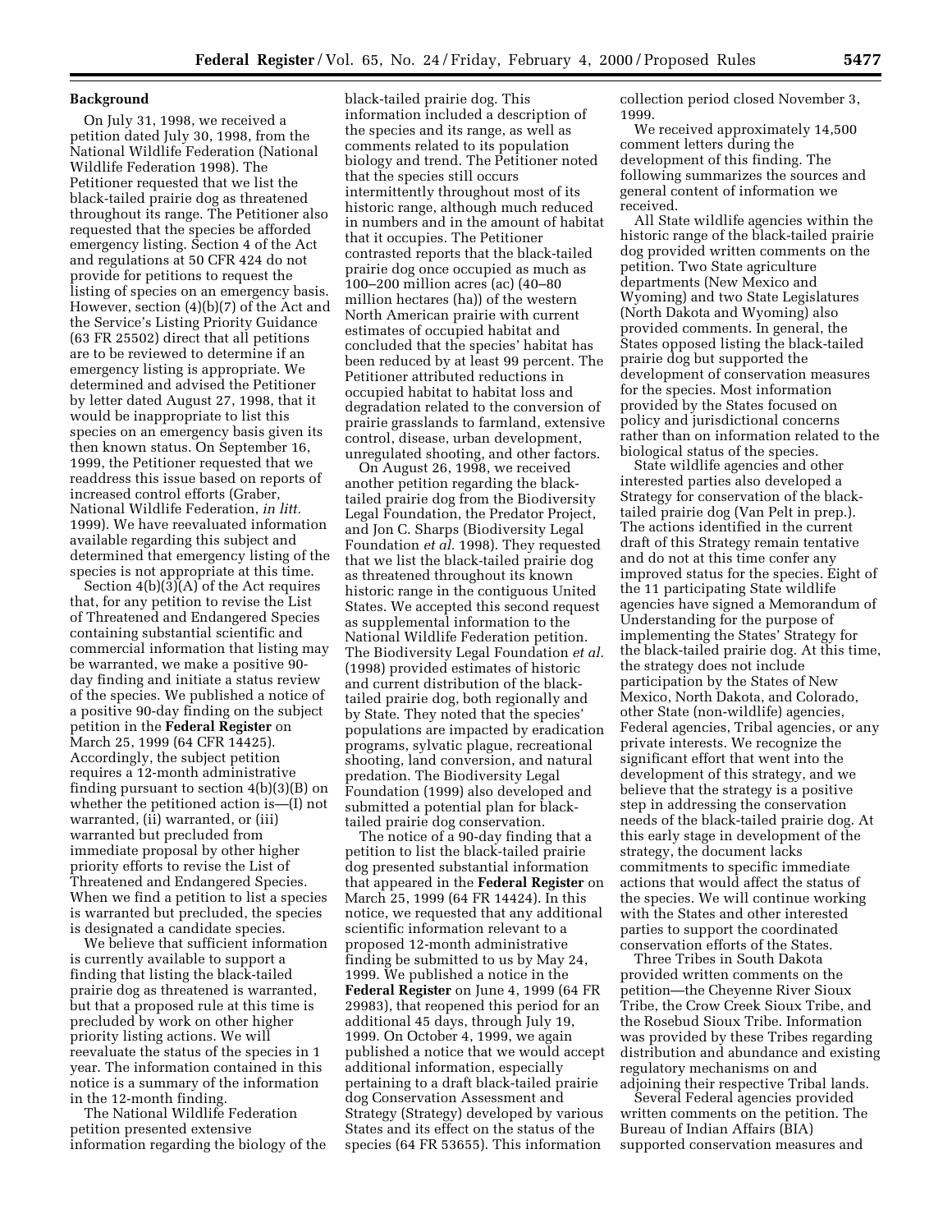**Background**

On July 31, 1998, we received a petition dated July 30, 1998, from the National Wildlife Federation (National Wildlife Federation 1998). The Petitioner requested that we list the black-tailed prairie dog as threatened throughout its range. The Petitioner also requested that the species be afforded emergency listing. Section 4 of the Act and regulations at 50 CFR 424 do not provide for petitions to request the listing of species on an emergency basis. However, section (4)(b)(7) of the Act and the Service's Listing Priority Guidance (63 FR 25502) direct that all petitions are to be reviewed to determine if an emergency listing is appropriate. We determined and advised the Petitioner by letter dated August 27, 1998, that it would be inappropriate to list this species on an emergency basis given its then known status. On September 16, 1999, the Petitioner requested that we readdress this issue based on reports of increased control efforts (Graber, National Wildlife Federation, *in litt.* 1999). We have reevaluated information available regarding this subject and determined that emergency listing of the species is not appropriate at this time.

Section 4(b)(3)(A) of the Act requires that, for any petition to revise the List of Threatened and Endangered Species containing substantial scientific and commercial information that listing may be warranted, we make a positive 90-day finding and initiate a status review of the species. We published a notice of a positive 90-day finding on the subject petition in the **Federal Register** on March 25, 1999 (64 CFR 14425). Accordingly, the subject petition requires a 12-month administrative finding pursuant to section 4(b)(3)(B) on whether the petitioned action is—(I) not warranted, (ii) warranted, or (iii) warranted but precluded from immediate proposal by other higher priority efforts to revise the List of Threatened and Endangered Species. When we find a petition to list a species is warranted but precluded, the species is designated a candidate species.

We believe that sufficient information is currently available to support a finding that listing the black-tailed prairie dog as threatened is warranted, but that a proposed rule at this time is precluded by work on other higher priority listing actions. We will reevaluate the status of the species in 1 year. The information contained in this notice is a summary of the information in the 12-month finding.

The National Wildlife Federation petition presented extensive information regarding the biology of the black-tailed prairie dog. This information included a description of the species and its range, as well as comments related to its population biology and trend. The Petitioner noted that the species still occurs intermittently throughout most of its historic range, although much reduced in numbers and in the amount of habitat that it occupies. The Petitioner contrasted reports that the black-tailed prairie dog once occupied as much as 100–200 million acres (ac) (40–80 million hectares (ha)) of the western North American prairie with current estimates of occupied habitat and concluded that the species' habitat has been reduced by at least 99 percent. The Petitioner attributed reductions in occupied habitat to habitat loss and degradation related to the conversion of prairie grasslands to farmland, extensive control, disease, urban development, unregulated shooting, and other factors.

On August 26, 1998, we received another petition regarding the black-tailed prairie dog from the Biodiversity Legal Foundation, the Predator Project, and Jon C. Sharps (Biodiversity Legal Foundation *et al.* 1998). They requested that we list the black-tailed prairie dog as threatened throughout its known historic range in the contiguous United States. We accepted this second request as supplemental information to the National Wildlife Federation petition. The Biodiversity Legal Foundation *et al.* (1998) provided estimates of historic and current distribution of the black-tailed prairie dog, both regionally and by State. They noted that the species' populations are impacted by eradication programs, sylvatic plague, recreational shooting, land conversion, and natural predation. The Biodiversity Legal Foundation (1999) also developed and submitted a potential plan for black-tailed prairie dog conservation.

The notice of a 90-day finding that a petition to list the black-tailed prairie dog presented substantial information that appeared in the **Federal Register** on March 25, 1999 (64 FR 14424). In this notice, we requested that any additional scientific information relevant to a proposed 12-month administrative finding be submitted to us by May 24, 1999. We published a notice in the **Federal Register** on June 4, 1999 (64 FR 29983), that reopened this period for an additional 45 days, through July 19, 1999. On October 4, 1999, we again published a notice that we would accept additional information, especially pertaining to a draft black-tailed prairie dog Conservation Assessment and Strategy (Strategy) developed by various States and its effect on the status of the species (64 FR 53655). This information collection period closed November 3, 1999.

We received approximately 14,500 comment letters during the development of this finding. The following summarizes the sources and general content of information we received.

All State wildlife agencies within the historic range of the black-tailed prairie dog provided written comments on the petition. Two State agriculture departments (New Mexico and Wyoming) and two State Legislatures (North Dakota and Wyoming) also provided comments. In general, the States opposed listing the black-tailed prairie dog but supported the development of conservation measures for the species. Most information provided by the States focused on policy and jurisdictional concerns rather than on information related to the biological status of the species.

State wildlife agencies and other interested parties also developed a Strategy for conservation of the black-tailed prairie dog (Van Pelt in prep.). The actions identified in the current draft of this Strategy remain tentative and do not at this time confer any improved status for the species. Eight of the 11 participating State wildlife agencies have signed a Memorandum of Understanding for the purpose of implementing the States' Strategy for the black-tailed prairie dog. At this time, the strategy does not include participation by the States of New Mexico, North Dakota, and Colorado, other State (non-wildlife) agencies, Federal agencies, Tribal agencies, or any private interests. We recognize the significant effort that went into the development of this strategy, and we believe that the strategy is a positive step in addressing the conservation needs of the black-tailed prairie dog. At this early stage in development of the strategy, the document lacks commitments to specific immediate actions that would affect the status of the species. We will continue working with the States and other interested parties to support the coordinated conservation efforts of the States.

Three Tribes in South Dakota provided written comments on the petition—the Cheyenne River Sioux Tribe, the Crow Creek Sioux Tribe, and the Rosebud Sioux Tribe. Information was provided by these Tribes regarding distribution and abundance and existing regulatory mechanisms on and adjoining their respective Tribal lands.

Several Federal agencies provided written comments on the petition. The Bureau of Indian Affairs (BIA) supported conservation measures and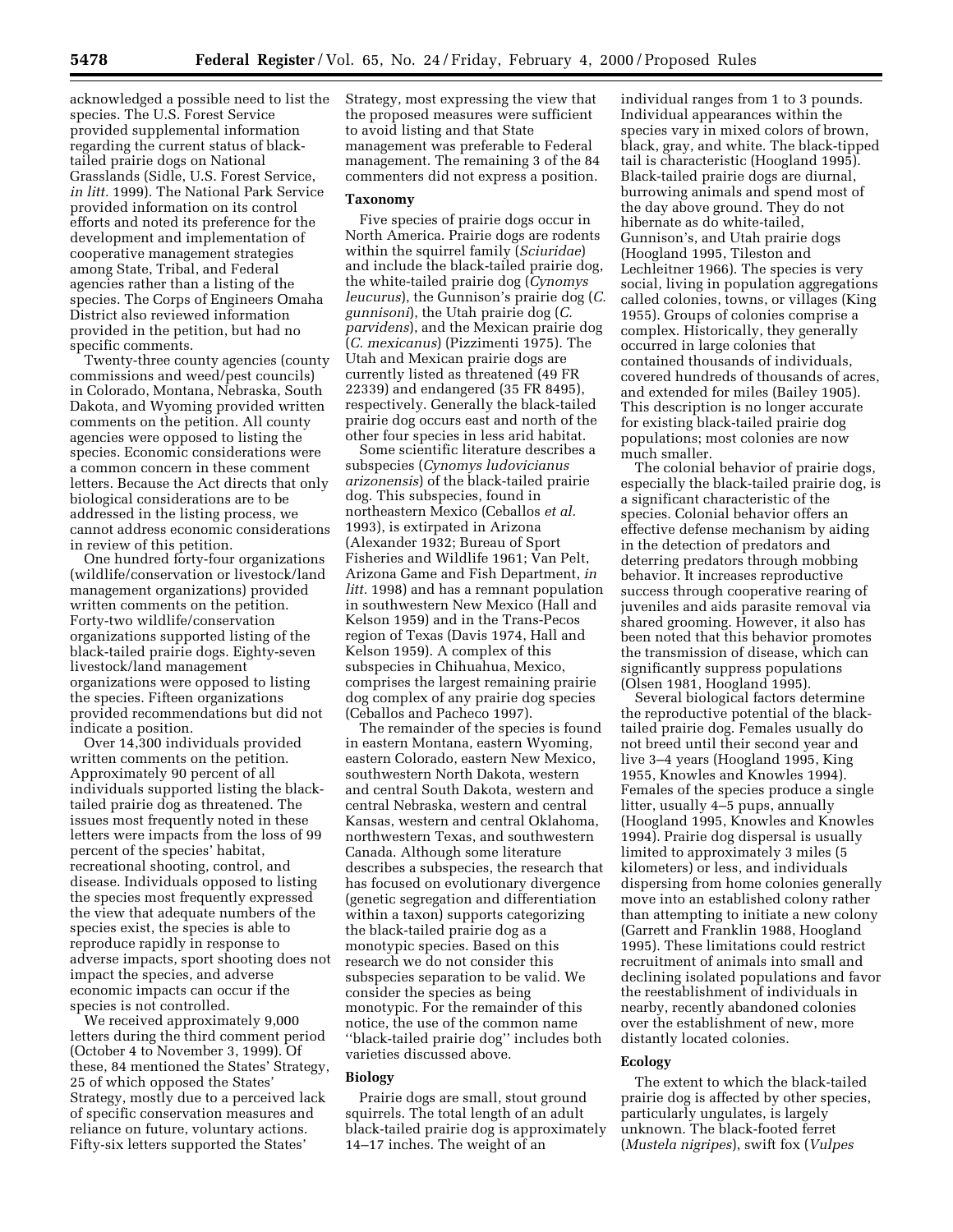acknowledged a possible need to list the species. The U.S. Forest Service provided supplemental information regarding the current status of black-tailed prairie dogs on National Grasslands (Sidle, U.S. Forest Service, *in litt.* 1999). The National Park Service provided information on its control efforts and noted its preference for the development and implementation of cooperative management strategies among State, Tribal, and Federal agencies rather than a listing of the species. The Corps of Engineers Omaha District also reviewed information provided in the petition, but had no specific comments.

Twenty-three county agencies (county commissions and weed/pest councils) in Colorado, Montana, Nebraska, South Dakota, and Wyoming provided written comments on the petition. All county agencies were opposed to listing the species. Economic considerations were a common concern in these comment letters. Because the Act directs that only biological considerations are to be addressed in the listing process, we cannot address economic considerations in review of this petition.

One hundred forty-four organizations (wildlife/conservation or livestock/land management organizations) provided written comments on the petition. Forty-two wildlife/conservation organizations supported listing of the black-tailed prairie dogs. Eighty-seven livestock/land management organizations were opposed to listing the species. Fifteen organizations provided recommendations but did not indicate a position.

Over 14,300 individuals provided written comments on the petition. Approximately 90 percent of all individuals supported listing the black-tailed prairie dog as threatened. The issues most frequently noted in these letters were impacts from the loss of 99 percent of the species' habitat, recreational shooting, control, and disease. Individuals opposed to listing the species most frequently expressed the view that adequate numbers of the species exist, the species is able to reproduce rapidly in response to adverse impacts, sport shooting does not impact the species, and adverse economic impacts can occur if the species is not controlled.

We received approximately 9,000 letters during the third comment period (October 4 to November 3, 1999). Of these, 84 mentioned the States' Strategy, 25 of which opposed the States' Strategy, mostly due to a perceived lack of specific conservation measures and reliance on future, voluntary actions. Fifty-six letters supported the States' Strategy, most expressing the view that the proposed measures were sufficient to avoid listing and that State management was preferable to Federal management. The remaining 3 of the 84 commenters did not express a position.

## Taxonomy

Five species of prairie dogs occur in North America. Prairie dogs are rodents within the squirrel family (*Sciuridae*) and include the black-tailed prairie dog, the white-tailed prairie dog (*Cynomys leucurus*), the Gunnison's prairie dog (*C. gunnisoni*), the Utah prairie dog (*C. parvidens*), and the Mexican prairie dog (*C. mexicanus*) (Pizzimenti 1975). The Utah and Mexican prairie dogs are currently listed as threatened (49 FR 22339) and endangered (35 FR 8495), respectively. Generally the black-tailed prairie dog occurs east and north of the other four species in less arid habitat.

Some scientific literature describes a subspecies (*Cynomys ludovicianus arizonensis*) of the black-tailed prairie dog. This subspecies, found in northeastern Mexico (Ceballos *et al.* 1993), is extirpated in Arizona (Alexander 1932; Bureau of Sport Fisheries and Wildlife 1961; Van Pelt, Arizona Game and Fish Department, *in litt.* 1998) and has a remnant population in southwestern New Mexico (Hall and Kelson 1959) and in the Trans-Pecos region of Texas (Davis 1974, Hall and Kelson 1959). A complex of this subspecies in Chihuahua, Mexico, comprises the largest remaining prairie dog complex of any prairie dog species (Ceballos and Pacheco 1997).

The remainder of the species is found in eastern Montana, eastern Wyoming, eastern Colorado, eastern New Mexico, southwestern North Dakota, western and central South Dakota, western and central Nebraska, western and central Kansas, western and central Oklahoma, northwestern Texas, and southwestern Canada. Although some literature describes a subspecies, the research that has focused on evolutionary divergence (genetic segregation and differentiation within a taxon) supports categorizing the black-tailed prairie dog as a monotypic species. Based on this research we do not consider this subspecies separation to be valid. We consider the species as being monotypic. For the remainder of this notice, the use of the common name "black-tailed prairie dog" includes both varieties discussed above.

## Biology

Prairie dogs are small, stout ground squirrels. The total length of an adult black-tailed prairie dog is approximately 14–17 inches. The weight of an individual ranges from 1 to 3 pounds. Individual appearances within the species vary in mixed colors of brown, black, gray, and white. The black-tipped tail is characteristic (Hoogland 1995). Black-tailed prairie dogs are diurnal, burrowing animals and spend most of the day above ground. They do not hibernate as do white-tailed, Gunnison's, and Utah prairie dogs (Hoogland 1995, Tileston and Lechleitner 1966). The species is very social, living in population aggregations called colonies, towns, or villages (King 1955). Groups of colonies comprise a complex. Historically, they generally occurred in large colonies that contained thousands of individuals, covered hundreds of thousands of acres, and extended for miles (Bailey 1905). This description is no longer accurate for existing black-tailed prairie dog populations; most colonies are now much smaller.

The colonial behavior of prairie dogs, especially the black-tailed prairie dog, is a significant characteristic of the species. Colonial behavior offers an effective defense mechanism by aiding in the detection of predators and deterring predators through mobbing behavior. It increases reproductive success through cooperative rearing of juveniles and aids parasite removal via shared grooming. However, it also has been noted that this behavior promotes the transmission of disease, which can significantly suppress populations (Olsen 1981, Hoogland 1995).

Several biological factors determine the reproductive potential of the black-tailed prairie dog. Females usually do not breed until their second year and live 3–4 years (Hoogland 1995, King 1955, Knowles and Knowles 1994). Females of the species produce a single litter, usually 4–5 pups, annually (Hoogland 1995, Knowles and Knowles 1994). Prairie dog dispersal is usually limited to approximately 3 miles (5 kilometers) or less, and individuals dispersing from home colonies generally move into an established colony rather than attempting to initiate a new colony (Garrett and Franklin 1988, Hoogland 1995). These limitations could restrict recruitment of animals into small and declining isolated populations and favor the reestablishment of individuals in nearby, recently abandoned colonies over the establishment of new, more distantly located colonies.

## Ecology

The extent to which the black-tailed prairie dog is affected by other species, particularly ungulates, is largely unknown. The black-footed ferret (*Mustela nigripes*), swift fox (*Vulpes*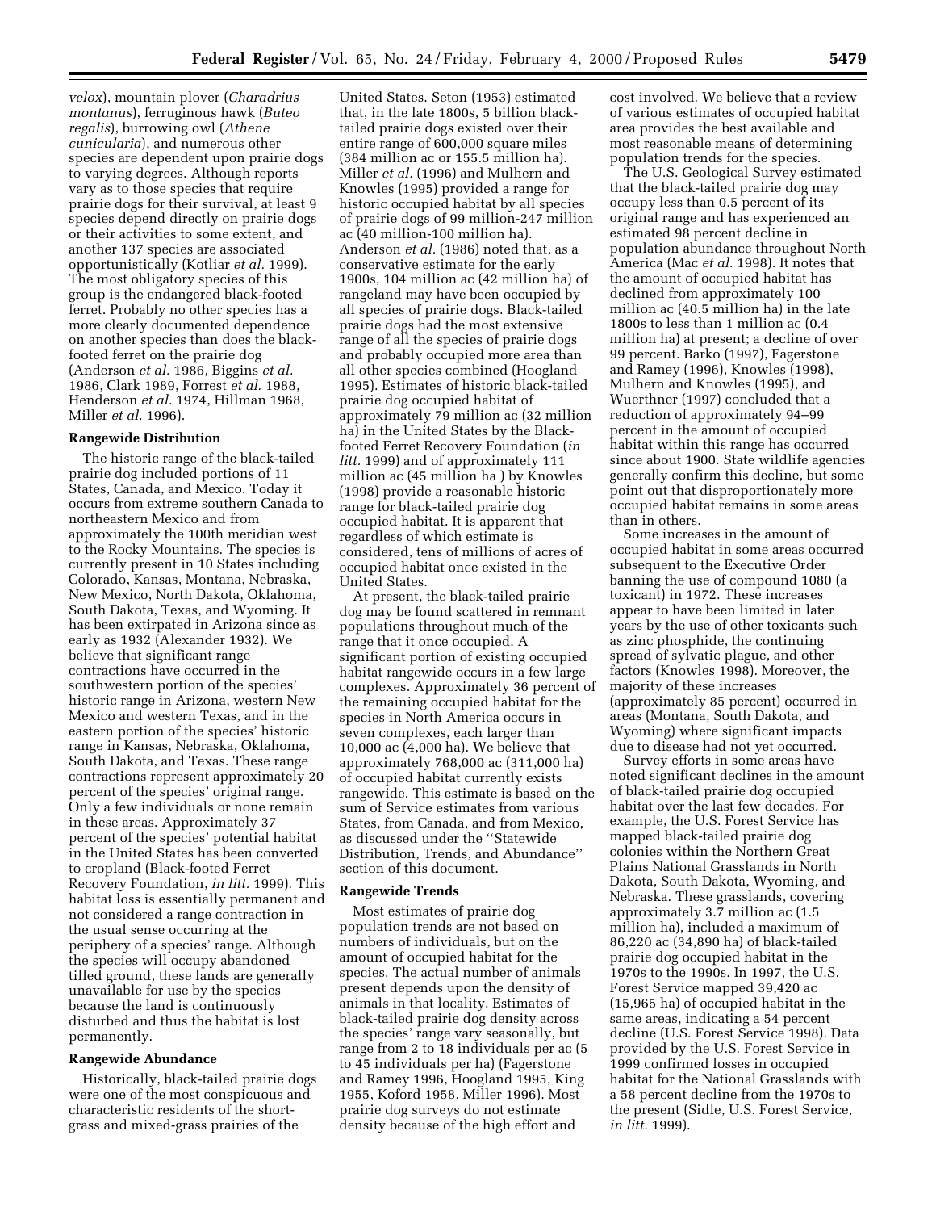*velox*), mountain plover (*Charadrius montanus*), ferruginous hawk (*Buteo regalis*), burrowing owl (*Athene cunicularia*), and numerous other species are dependent upon prairie dogs to varying degrees. Although reports vary as to those species that require prairie dogs for their survival, at least 9 species depend directly on prairie dogs or their activities to some extent, and another 137 species are associated opportunistically (Kotliar *et al.* 1999). The most obligatory species of this group is the endangered black-footed ferret. Probably no other species has a more clearly documented dependence on another species than does the black-footed ferret on the prairie dog (Anderson *et al.* 1986, Biggins *et al.* 1986, Clark 1989, Forrest *et al.* 1988, Henderson *et al.* 1974, Hillman 1968, Miller *et al.* 1996).

**Rangewide Distribution**

The historic range of the black-tailed prairie dog included portions of 11 States, Canada, and Mexico. Today it occurs from extreme southern Canada to northeastern Mexico and from approximately the 100th meridian west to the Rocky Mountains. The species is currently present in 10 States including Colorado, Kansas, Montana, Nebraska, New Mexico, North Dakota, Oklahoma, South Dakota, Texas, and Wyoming. It has been extirpated in Arizona since as early as 1932 (Alexander 1932). We believe that significant range contractions have occurred in the southwestern portion of the species' historic range in Arizona, western New Mexico and western Texas, and in the eastern portion of the species' historic range in Kansas, Nebraska, Oklahoma, South Dakota, and Texas. These range contractions represent approximately 20 percent of the species' original range. Only a few individuals or none remain in these areas. Approximately 37 percent of the species' potential habitat in the United States has been converted to cropland (Black-footed Ferret Recovery Foundation, *in litt.* 1999). This habitat loss is essentially permanent and not considered a range contraction in the usual sense occurring at the periphery of a species' range. Although the species will occupy abandoned tilled ground, these lands are generally unavailable for use by the species because the land is continuously disturbed and thus the habitat is lost permanently.

**Rangewide Abundance**

Historically, black-tailed prairie dogs were one of the most conspicuous and characteristic residents of the short-grass and mixed-grass prairies of the United States. Seton (1953) estimated that, in the late 1800s, 5 billion black-tailed prairie dogs existed over their entire range of 600,000 square miles (384 million ac or 155.5 million ha). Miller *et al.* (1996) and Mulhern and Knowles (1995) provided a range for historic occupied habitat by all species of prairie dogs of 99 million-247 million ac (40 million-100 million ha). Anderson *et al.* (1986) noted that, as a conservative estimate for the early 1900s, 104 million ac (42 million ha) of rangeland may have been occupied by all species of prairie dogs. Black-tailed prairie dogs had the most extensive range of all the species of prairie dogs and probably occupied more area than all other species combined (Hoogland 1995). Estimates of historic black-tailed prairie dog occupied habitat of approximately 79 million ac (32 million ha) in the United States by the Black-footed Ferret Recovery Foundation (*in litt.* 1999) and of approximately 111 million ac (45 million ha ) by Knowles (1998) provide a reasonable historic range for black-tailed prairie dog occupied habitat. It is apparent that regardless of which estimate is considered, tens of millions of acres of occupied habitat once existed in the United States.

At present, the black-tailed prairie dog may be found scattered in remnant populations throughout much of the range that it once occupied. A significant portion of existing occupied habitat rangewide occurs in a few large complexes. Approximately 36 percent of the remaining occupied habitat for the species in North America occurs in seven complexes, each larger than 10,000 ac (4,000 ha). We believe that approximately 768,000 ac (311,000 ha) of occupied habitat currently exists rangewide. This estimate is based on the sum of Service estimates from various States, from Canada, and from Mexico, as discussed under the ''Statewide Distribution, Trends, and Abundance'' section of this document.

**Rangewide Trends**

Most estimates of prairie dog population trends are not based on numbers of individuals, but on the amount of occupied habitat for the species. The actual number of animals present depends upon the density of animals in that locality. Estimates of black-tailed prairie dog density across the species' range vary seasonally, but range from 2 to 18 individuals per ac (5 to 45 individuals per ha) (Fagerstone and Ramey 1996, Hoogland 1995, King 1955, Koford 1958, Miller 1996). Most prairie dog surveys do not estimate density because of the high effort and cost involved. We believe that a review of various estimates of occupied habitat area provides the best available and most reasonable means of determining population trends for the species.

The U.S. Geological Survey estimated that the black-tailed prairie dog may occupy less than 0.5 percent of its original range and has experienced an estimated 98 percent decline in population abundance throughout North America (Mac *et al.* 1998). It notes that the amount of occupied habitat has declined from approximately 100 million ac (40.5 million ha) in the late 1800s to less than 1 million ac (0.4 million ha) at present; a decline of over 99 percent. Barko (1997), Fagerstone and Ramey (1996), Knowles (1998), Mulhern and Knowles (1995), and Wuerthner (1997) concluded that a reduction of approximately 94–99 percent in the amount of occupied habitat within this range has occurred since about 1900. State wildlife agencies generally confirm this decline, but some point out that disproportionately more occupied habitat remains in some areas than in others.

Some increases in the amount of occupied habitat in some areas occurred subsequent to the Executive Order banning the use of compound 1080 (a toxicant) in 1972. These increases appear to have been limited in later years by the use of other toxicants such as zinc phosphide, the continuing spread of sylvatic plague, and other factors (Knowles 1998). Moreover, the majority of these increases (approximately 85 percent) occurred in areas (Montana, South Dakota, and Wyoming) where significant impacts due to disease had not yet occurred.

Survey efforts in some areas have noted significant declines in the amount of black-tailed prairie dog occupied habitat over the last few decades. For example, the U.S. Forest Service has mapped black-tailed prairie dog colonies within the Northern Great Plains National Grasslands in North Dakota, South Dakota, Wyoming, and Nebraska. These grasslands, covering approximately 3.7 million ac (1.5 million ha), included a maximum of 86,220 ac (34,890 ha) of black-tailed prairie dog occupied habitat in the 1970s to the 1990s. In 1997, the U.S. Forest Service mapped 39,420 ac (15,965 ha) of occupied habitat in the same areas, indicating a 54 percent decline (U.S. Forest Service 1998). Data provided by the U.S. Forest Service in 1999 confirmed losses in occupied habitat for the National Grasslands with a 58 percent decline from the 1970s to the present (Sidle, U.S. Forest Service, *in litt.* 1999).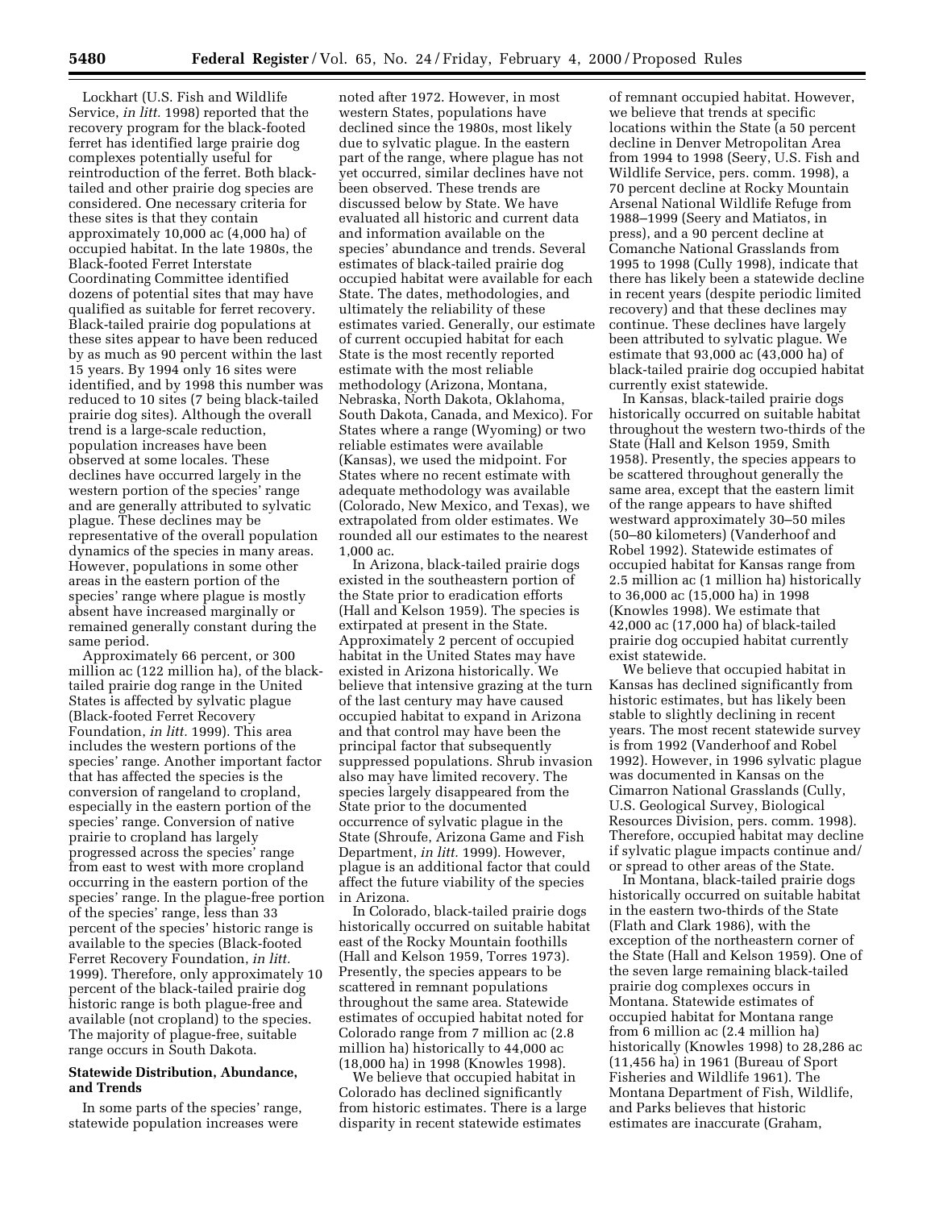Lockhart (U.S. Fish and Wildlife Service, *in litt.* 1998) reported that the recovery program for the black-footed ferret has identified large prairie dog complexes potentially useful for reintroduction of the ferret. Both black-tailed and other prairie dog species are considered. One necessary criteria for these sites is that they contain approximately 10,000 ac (4,000 ha) of occupied habitat. In the late 1980s, the Black-footed Ferret Interstate Coordinating Committee identified dozens of potential sites that may have qualified as suitable for ferret recovery. Black-tailed prairie dog populations at these sites appear to have been reduced by as much as 90 percent within the last 15 years. By 1994 only 16 sites were identified, and by 1998 this number was reduced to 10 sites (7 being black-tailed prairie dog sites). Although the overall trend is a large-scale reduction, population increases have been observed at some locales. These declines have occurred largely in the western portion of the species' range and are generally attributed to sylvatic plague. These declines may be representative of the overall population dynamics of the species in many areas. However, populations in some other areas in the eastern portion of the species' range where plague is mostly absent have increased marginally or remained generally constant during the same period.

Approximately 66 percent, or 300 million ac (122 million ha), of the black-tailed prairie dog range in the United States is affected by sylvatic plague (Black-footed Ferret Recovery Foundation, *in litt.* 1999). This area includes the western portions of the species' range. Another important factor that has affected the species is the conversion of rangeland to cropland, especially in the eastern portion of the species' range. Conversion of native prairie to cropland has largely progressed across the species' range from east to west with more cropland occurring in the eastern portion of the species' range. In the plague-free portion of the species' range, less than 33 percent of the species' historic range is available to the species (Black-footed Ferret Recovery Foundation, *in litt.* 1999). Therefore, only approximately 10 percent of the black-tailed prairie dog historic range is both plague-free and available (not cropland) to the species. The majority of plague-free, suitable range occurs in South Dakota.

## Statewide Distribution, Abundance, and Trends

In some parts of the species' range, statewide population increases were noted after 1972. However, in most western States, populations have declined since the 1980s, most likely due to sylvatic plague. In the eastern part of the range, where plague has not yet occurred, similar declines have not been observed. These trends are discussed below by State. We have evaluated all historic and current data and information available on the species' abundance and trends. Several estimates of black-tailed prairie dog occupied habitat were available for each State. The dates, methodologies, and ultimately the reliability of these estimates varied. Generally, our estimate of current occupied habitat for each State is the most recently reported estimate with the most reliable methodology (Arizona, Montana, Nebraska, North Dakota, Oklahoma, South Dakota, Canada, and Mexico). For States where a range (Wyoming) or two reliable estimates were available (Kansas), we used the midpoint. For States where no recent estimate with adequate methodology was available (Colorado, New Mexico, and Texas), we extrapolated from older estimates. We rounded all our estimates to the nearest 1,000 ac.

In Arizona, black-tailed prairie dogs existed in the southeastern portion of the State prior to eradication efforts (Hall and Kelson 1959). The species is extirpated at present in the State. Approximately 2 percent of occupied habitat in the United States may have existed in Arizona historically. We believe that intensive grazing at the turn of the last century may have caused occupied habitat to expand in Arizona and that control may have been the principal factor that subsequently suppressed populations. Shrub invasion also may have limited recovery. The species largely disappeared from the State prior to the documented occurrence of sylvatic plague in the State (Shroufe, Arizona Game and Fish Department, *in litt.* 1999). However, plague is an additional factor that could affect the future viability of the species in Arizona.

In Colorado, black-tailed prairie dogs historically occurred on suitable habitat east of the Rocky Mountain foothills (Hall and Kelson 1959, Torres 1973). Presently, the species appears to be scattered in remnant populations throughout the same area. Statewide estimates of occupied habitat noted for Colorado range from 7 million ac (2.8 million ha) historically to 44,000 ac (18,000 ha) in 1998 (Knowles 1998).

We believe that occupied habitat in Colorado has declined significantly from historic estimates. There is a large disparity in recent statewide estimates of remnant occupied habitat. However, we believe that trends at specific locations within the State (a 50 percent decline in Denver Metropolitan Area from 1994 to 1998 (Seery, U.S. Fish and Wildlife Service, pers. comm. 1998), a 70 percent decline at Rocky Mountain Arsenal National Wildlife Refuge from 1988–1999 (Seery and Matiatos, in press), and a 90 percent decline at Comanche National Grasslands from 1995 to 1998 (Cully 1998), indicate that there has likely been a statewide decline in recent years (despite periodic limited recovery) and that these declines may continue. These declines have largely been attributed to sylvatic plague. We estimate that 93,000 ac (43,000 ha) of black-tailed prairie dog occupied habitat currently exist statewide.

In Kansas, black-tailed prairie dogs historically occurred on suitable habitat throughout the western two-thirds of the State (Hall and Kelson 1959, Smith 1958). Presently, the species appears to be scattered throughout generally the same area, except that the eastern limit of the range appears to have shifted westward approximately 30–50 miles (50–80 kilometers) (Vanderhoof and Robel 1992). Statewide estimates of occupied habitat for Kansas range from 2.5 million ac (1 million ha) historically to 36,000 ac (15,000 ha) in 1998 (Knowles 1998). We estimate that 42,000 ac (17,000 ha) of black-tailed prairie dog occupied habitat currently exist statewide.

We believe that occupied habitat in Kansas has declined significantly from historic estimates, but has likely been stable to slightly declining in recent years. The most recent statewide survey is from 1992 (Vanderhoof and Robel 1992). However, in 1996 sylvatic plague was documented in Kansas on the Cimarron National Grasslands (Cully, U.S. Geological Survey, Biological Resources Division, pers. comm. 1998). Therefore, occupied habitat may decline if sylvatic plague impacts continue and/or spread to other areas of the State.

In Montana, black-tailed prairie dogs historically occurred on suitable habitat in the eastern two-thirds of the State (Flath and Clark 1986), with the exception of the northeastern corner of the State (Hall and Kelson 1959). One of the seven large remaining black-tailed prairie dog complexes occurs in Montana. Statewide estimates of occupied habitat for Montana range from 6 million ac (2.4 million ha) historically (Knowles 1998) to 28,286 ac (11,456 ha) in 1961 (Bureau of Sport Fisheries and Wildlife 1961). The Montana Department of Fish, Wildlife, and Parks believes that historic estimates are inaccurate (Graham,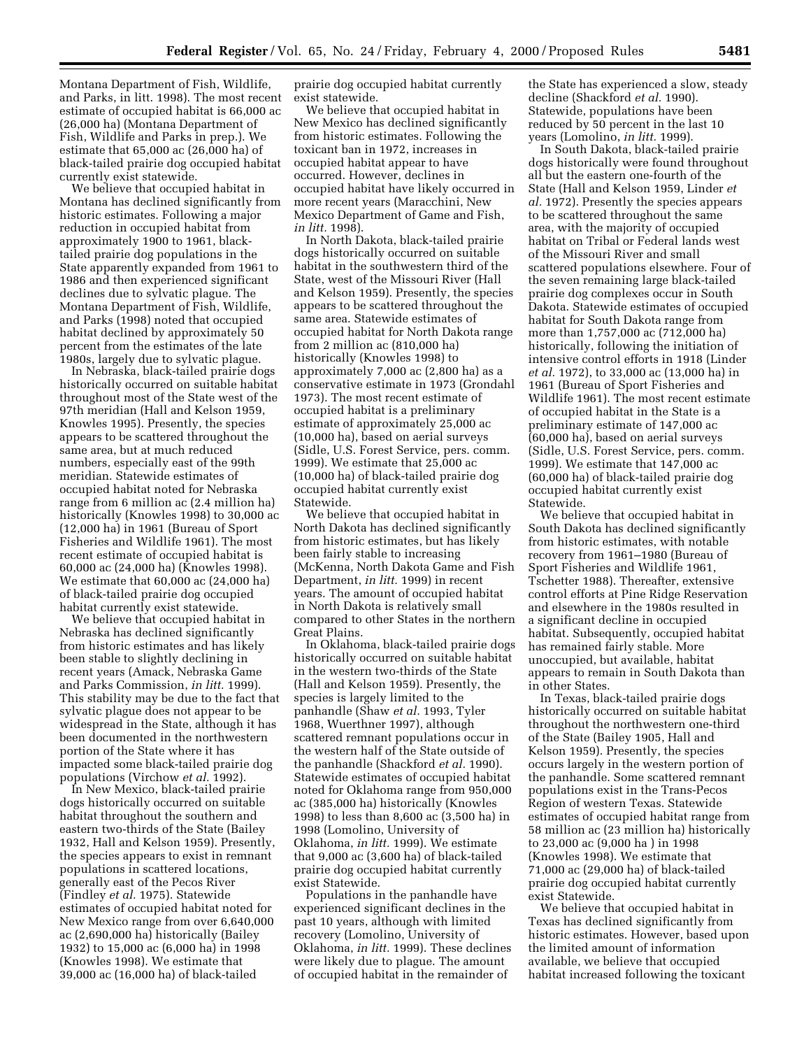Montana Department of Fish, Wildlife, and Parks, *in litt.* 1998). The most recent estimate of occupied habitat is 66,000 ac (26,000 ha) (Montana Department of Fish, Wildlife and Parks in prep.). We estimate that 65,000 ac (26,000 ha) of black-tailed prairie dog occupied habitat currently exist statewide.

We believe that occupied habitat in Montana has declined significantly from historic estimates. Following a major reduction in occupied habitat from approximately 1900 to 1961, black-tailed prairie dog populations in the State apparently expanded from 1961 to 1986 and then experienced significant declines due to sylvatic plague. The Montana Department of Fish, Wildlife, and Parks (1998) noted that occupied habitat declined by approximately 50 percent from the estimates of the late 1980s, largely due to sylvatic plague.

In Nebraska, black-tailed prairie dogs historically occurred on suitable habitat throughout most of the State west of the 97th meridian (Hall and Kelson 1959, Knowles 1995). Presently, the species appears to be scattered throughout the same area, but at much reduced numbers, especially east of the 99th meridian. Statewide estimates of occupied habitat noted for Nebraska range from 6 million ac (2.4 million ha) historically (Knowles 1998) to 30,000 ac (12,000 ha) in 1961 (Bureau of Sport Fisheries and Wildlife 1961). The most recent estimate of occupied habitat is 60,000 ac (24,000 ha) (Knowles 1998). We estimate that 60,000 ac (24,000 ha) of black-tailed prairie dog occupied habitat currently exist statewide.

We believe that occupied habitat in Nebraska has declined significantly from historic estimates and has likely been stable to slightly declining in recent years (Amack, Nebraska Game and Parks Commission, *in litt.* 1999). This stability may be due to the fact that sylvatic plague does not appear to be widespread in the State, although it has been documented in the northwestern portion of the State where it has impacted some black-tailed prairie dog populations (Virchow *et al.* 1992).

In New Mexico, black-tailed prairie dogs historically occurred on suitable habitat throughout the southern and eastern two-thirds of the State (Bailey 1932, Hall and Kelson 1959). Presently, the species appears to exist in remnant populations in scattered locations, generally east of the Pecos River (Findley *et al.* 1975). Statewide estimates of occupied habitat noted for New Mexico range from over 6,640,000 ac (2,690,000 ha) historically (Bailey 1932) to 15,000 ac (6,000 ha) in 1998 (Knowles 1998). We estimate that 39,000 ac (16,000 ha) of black-tailed prairie dog occupied habitat currently exist statewide.

We believe that occupied habitat in New Mexico has declined significantly from historic estimates. Following the toxicant ban in 1972, increases in occupied habitat appear to have occurred. However, declines in occupied habitat have likely occurred in more recent years (Maracchini, New Mexico Department of Game and Fish, *in litt.* 1998).

In North Dakota, black-tailed prairie dogs historically occurred on suitable habitat in the southwestern third of the State, west of the Missouri River (Hall and Kelson 1959). Presently, the species appears to be scattered throughout the same area. Statewide estimates of occupied habitat for North Dakota range from 2 million ac (810,000 ha) historically (Knowles 1998) to approximately 7,000 ac (2,800 ha) as a conservative estimate in 1973 (Grondahl 1973). The most recent estimate of occupied habitat is a preliminary estimate of approximately 25,000 ac (10,000 ha), based on aerial surveys (Sidle, U.S. Forest Service, pers. comm. 1999). We estimate that 25,000 ac (10,000 ha) of black-tailed prairie dog occupied habitat currently exist Statewide.

We believe that occupied habitat in North Dakota has declined significantly from historic estimates, but has likely been fairly stable to increasing (McKenna, North Dakota Game and Fish Department, *in litt.* 1999) in recent years. The amount of occupied habitat in North Dakota is relatively small compared to other States in the northern Great Plains.

In Oklahoma, black-tailed prairie dogs historically occurred on suitable habitat in the western two-thirds of the State (Hall and Kelson 1959). Presently, the species is largely limited to the panhandle (Shaw *et al.* 1993, Tyler 1968, Wuerthner 1997), although scattered remnant populations occur in the western half of the State outside of the panhandle (Shackford *et al.* 1990). Statewide estimates of occupied habitat noted for Oklahoma range from 950,000 ac (385,000 ha) historically (Knowles 1998) to less than 8,600 ac (3,500 ha) in 1998 (Lomolino, University of Oklahoma, *in litt.* 1999). We estimate that 9,000 ac (3,600 ha) of black-tailed prairie dog occupied habitat currently exist Statewide.

Populations in the panhandle have experienced significant declines in the past 10 years, although with limited recovery (Lomolino, University of Oklahoma, *in litt.* 1999). These declines were likely due to plague. The amount of occupied habitat in the remainder of the State has experienced a slow, steady decline (Shackford *et al.* 1990). Statewide, populations have been reduced by 50 percent in the last 10 years (Lomolino, *in litt.* 1999).

In South Dakota, black-tailed prairie dogs historically were found throughout all but the eastern one-fourth of the State (Hall and Kelson 1959, Linder *et al.* 1972). Presently the species appears to be scattered throughout the same area, with the majority of occupied habitat on Tribal or Federal lands west of the Missouri River and small scattered populations elsewhere. Four of the seven remaining large black-tailed prairie dog complexes occur in South Dakota. Statewide estimates of occupied habitat for South Dakota range from more than 1,757,000 ac (712,000 ha) historically, following the initiation of intensive control efforts in 1918 (Linder *et al.* 1972), to 33,000 ac (13,000 ha) in 1961 (Bureau of Sport Fisheries and Wildlife 1961). The most recent estimate of occupied habitat in the State is a preliminary estimate of 147,000 ac (60,000 ha), based on aerial surveys (Sidle, U.S. Forest Service, pers. comm. 1999). We estimate that 147,000 ac (60,000 ha) of black-tailed prairie dog occupied habitat currently exist Statewide.

We believe that occupied habitat in South Dakota has declined significantly from historic estimates, with notable recovery from 1961–1980 (Bureau of Sport Fisheries and Wildlife 1961, Tschetter 1988). Thereafter, extensive control efforts at Pine Ridge Reservation and elsewhere in the 1980s resulted in a significant decline in occupied habitat. Subsequently, occupied habitat has remained fairly stable. More unoccupied, but available, habitat appears to remain in South Dakota than in other States.

In Texas, black-tailed prairie dogs historically occurred on suitable habitat throughout the northwestern one-third of the State (Bailey 1905, Hall and Kelson 1959). Presently, the species occurs largely in the western portion of the panhandle. Some scattered remnant populations exist in the Trans-Pecos Region of western Texas. Statewide estimates of occupied habitat range from 58 million ac (23 million ha) historically to 23,000 ac (9,000 ha ) in 1998 (Knowles 1998). We estimate that 71,000 ac (29,000 ha) of black-tailed prairie dog occupied habitat currently exist Statewide.

We believe that occupied habitat in Texas has declined significantly from historic estimates. However, based upon the limited amount of information available, we believe that occupied habitat increased following the toxicant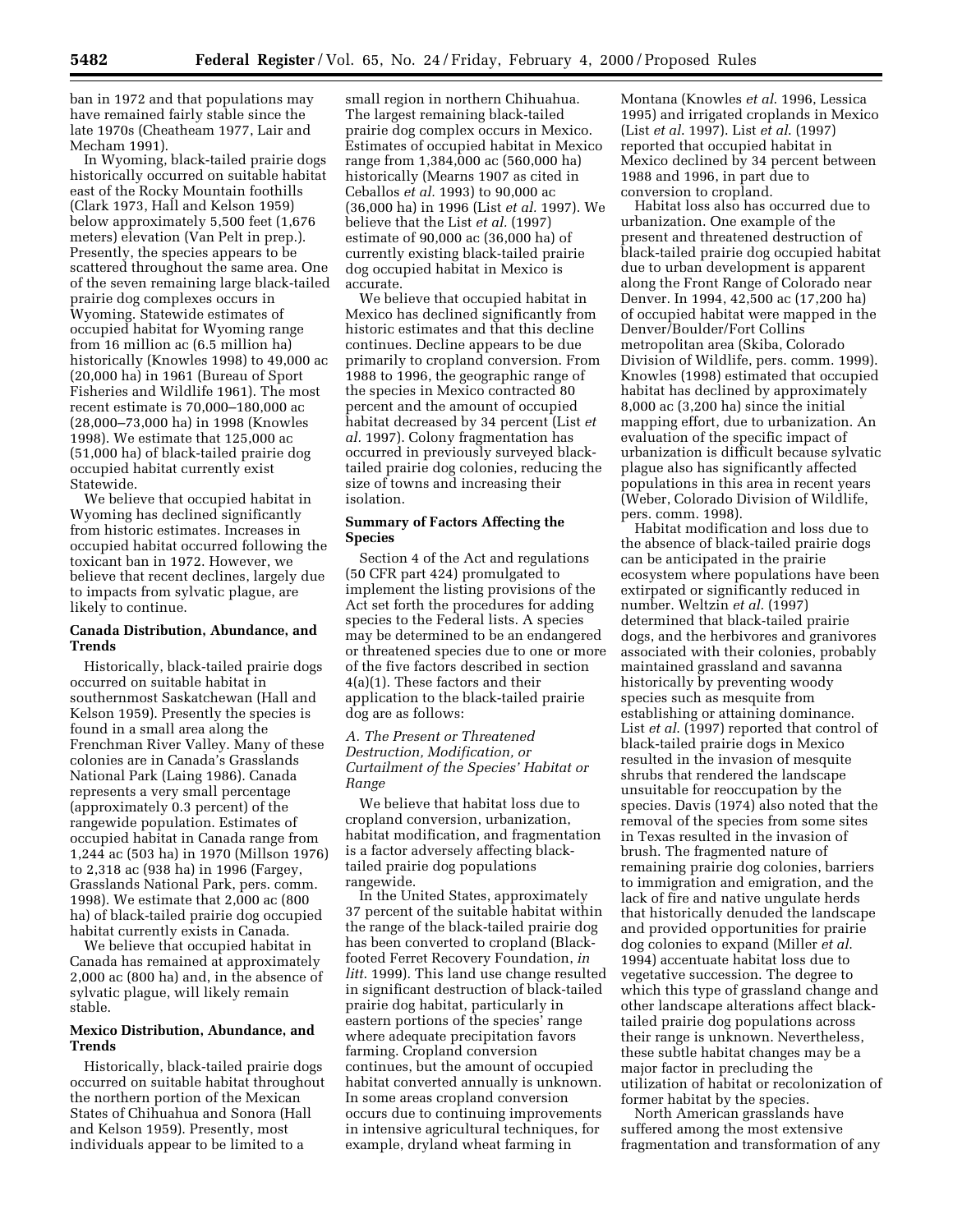ban in 1972 and that populations may have remained fairly stable since the late 1970s (Cheatheam 1977, Lair and Mecham 1991).

In Wyoming, black-tailed prairie dogs historically occurred on suitable habitat east of the Rocky Mountain foothills (Clark 1973, Hall and Kelson 1959) below approximately 5,500 feet (1,676 meters) elevation (Van Pelt in prep.). Presently, the species appears to be scattered throughout the same area. One of the seven remaining large black-tailed prairie dog complexes occurs in Wyoming. Statewide estimates of occupied habitat for Wyoming range from 16 million ac (6.5 million ha) historically (Knowles 1998) to 49,000 ac (20,000 ha) in 1961 (Bureau of Sport Fisheries and Wildlife 1961). The most recent estimate is 70,000–180,000 ac (28,000–73,000 ha) in 1998 (Knowles 1998). We estimate that 125,000 ac (51,000 ha) of black-tailed prairie dog occupied habitat currently exist Statewide.

We believe that occupied habitat in Wyoming has declined significantly from historic estimates. Increases in occupied habitat occurred following the toxicant ban in 1972. However, we believe that recent declines, largely due to impacts from sylvatic plague, are likely to continue.

**Canada Distribution, Abundance, and Trends**

Historically, black-tailed prairie dogs occurred on suitable habitat in southernmost Saskatchewan (Hall and Kelson 1959). Presently the species is found in a small area along the Frenchman River Valley. Many of these colonies are in Canada's Grasslands National Park (Laing 1986). Canada represents a very small percentage (approximately 0.3 percent) of the rangewide population. Estimates of occupied habitat in Canada range from 1,244 ac (503 ha) in 1970 (Millson 1976) to 2,318 ac (938 ha) in 1996 (Fargey, Grasslands National Park, pers. comm. 1998). We estimate that 2,000 ac (800 ha) of black-tailed prairie dog occupied habitat currently exists in Canada.

We believe that occupied habitat in Canada has remained at approximately 2,000 ac (800 ha) and, in the absence of sylvatic plague, will likely remain stable.

**Mexico Distribution, Abundance, and Trends**

Historically, black-tailed prairie dogs occurred on suitable habitat throughout the northern portion of the Mexican States of Chihuahua and Sonora (Hall and Kelson 1959). Presently, most individuals appear to be limited to a small region in northern Chihuahua. The largest remaining black-tailed prairie dog complex occurs in Mexico. Estimates of occupied habitat in Mexico range from 1,384,000 ac (560,000 ha) historically (Mearns 1907 as cited in Ceballos *et al.* 1993) to 90,000 ac (36,000 ha) in 1996 (List *et al.* 1997). We believe that the List *et al.* (1997) estimate of 90,000 ac (36,000 ha) of currently existing black-tailed prairie dog occupied habitat in Mexico is accurate.

We believe that occupied habitat in Mexico has declined significantly from historic estimates and that this decline continues. Decline appears to be due primarily to cropland conversion. From 1988 to 1996, the geographic range of the species in Mexico contracted 80 percent and the amount of occupied habitat decreased by 34 percent (List *et al.* 1997). Colony fragmentation has occurred in previously surveyed black-tailed prairie dog colonies, reducing the size of towns and increasing their isolation.

**Summary of Factors Affecting the Species**

Section 4 of the Act and regulations (50 CFR part 424) promulgated to implement the listing provisions of the Act set forth the procedures for adding species to the Federal lists. A species may be determined to be an endangered or threatened species due to one or more of the five factors described in section 4(a)(1). These factors and their application to the black-tailed prairie dog are as follows:

*A. The Present or Threatened Destruction, Modification, or Curtailment of the Species' Habitat or Range*

We believe that habitat loss due to cropland conversion, urbanization, habitat modification, and fragmentation is a factor adversely affecting black-tailed prairie dog populations rangewide.

In the United States, approximately 37 percent of the suitable habitat within the range of the black-tailed prairie dog has been converted to cropland (Black-footed Ferret Recovery Foundation, *in litt.* 1999). This land use change resulted in significant destruction of black-tailed prairie dog habitat, particularly in eastern portions of the species' range where adequate precipitation favors farming. Cropland conversion continues, but the amount of occupied habitat converted annually is unknown. In some areas cropland conversion occurs due to continuing improvements in intensive agricultural techniques, for example, dryland wheat farming in Montana (Knowles *et al.* 1996, Lessica 1995) and irrigated croplands in Mexico (List *et al.* 1997). List *et al.* (1997) reported that occupied habitat in Mexico declined by 34 percent between 1988 and 1996, in part due to conversion to cropland.

Habitat loss also has occurred due to urbanization. One example of the present and threatened destruction of black-tailed prairie dog occupied habitat due to urban development is apparent along the Front Range of Colorado near Denver. In 1994, 42,500 ac (17,200 ha) of occupied habitat were mapped in the Denver/Boulder/Fort Collins metropolitan area (Skiba, Colorado Division of Wildlife, pers. comm. 1999). Knowles (1998) estimated that occupied habitat has declined by approximately 8,000 ac (3,200 ha) since the initial mapping effort, due to urbanization. An evaluation of the specific impact of urbanization is difficult because sylvatic plague also has significantly affected populations in this area in recent years (Weber, Colorado Division of Wildlife, pers. comm. 1998).

Habitat modification and loss due to the absence of black-tailed prairie dogs can be anticipated in the prairie ecosystem where populations have been extirpated or significantly reduced in number. Weltzin *et al.* (1997) determined that black-tailed prairie dogs, and the herbivores and granivores associated with their colonies, probably maintained grassland and savanna historically by preventing woody species such as mesquite from establishing or attaining dominance. List *et al.* (1997) reported that control of black-tailed prairie dogs in Mexico resulted in the invasion of mesquite shrubs that rendered the landscape unsuitable for reoccupation by the species. Davis (1974) also noted that the removal of the species from some sites in Texas resulted in the invasion of brush. The fragmented nature of remaining prairie dog colonies, barriers to immigration and emigration, and the lack of fire and native ungulate herds that historically denuded the landscape and provided opportunities for prairie dog colonies to expand (Miller *et al.* 1994) accentuate habitat loss due to vegetative succession. The degree to which this type of grassland change and other landscape alterations affect black-tailed prairie dog populations across their range is unknown. Nevertheless, these subtle habitat changes may be a major factor in precluding the utilization of habitat or recolonization of former habitat by the species.

North American grasslands have suffered among the most extensive fragmentation and transformation of any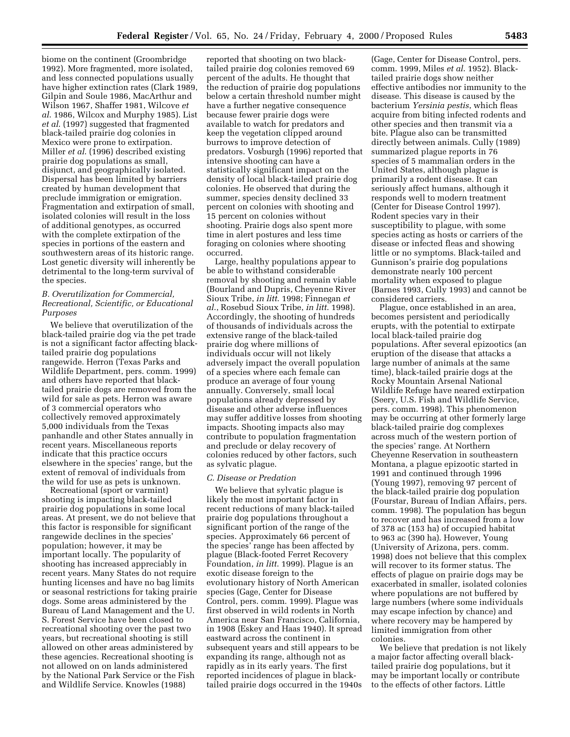biome on the continent (Groombridge 1992). More fragmented, more isolated, and less connected populations usually have higher extinction rates (Clark 1989, Gilpin and Soule 1986, MacArthur and Wilson 1967, Shaffer 1981, Wilcove *et al.* 1986, Wilcox and Murphy 1985). List *et al.* (1997) suggested that fragmented black-tailed prairie dog colonies in Mexico were prone to extirpation. Miller *et al.* (1996) described existing prairie dog populations as small, disjunct, and geographically isolated. Dispersal has been limited by barriers created by human development that preclude immigration or emigration. Fragmentation and extirpation of small, isolated colonies will result in the loss of additional genotypes, as occurred with the complete extirpation of the species in portions of the eastern and southwestern areas of its historic range. Lost genetic diversity will inherently be detrimental to the long-term survival of the species.

### *B. Overutilization for Commercial, Recreational, Scientific, or Educational Purposes*

We believe that overutilization of the black-tailed prairie dog via the pet trade is not a significant factor affecting black-tailed prairie dog populations rangewide. Herron (Texas Parks and Wildlife Department, pers. comm. 1999) and others have reported that black-tailed prairie dogs are removed from the wild for sale as pets. Herron was aware of 3 commercial operators who collectively removed approximately 5,000 individuals from the Texas panhandle and other States annually in recent years. Miscellaneous reports indicate that this practice occurs elsewhere in the species' range, but the extent of removal of individuals from the wild for use as pets is unknown.

Recreational (sport or varmint) shooting is impacting black-tailed prairie dog populations in some local areas. At present, we do not believe that this factor is responsible for significant rangewide declines in the species' population; however, it may be important locally. The popularity of shooting has increased appreciably in recent years. Many States do not require hunting licenses and have no bag limits or seasonal restrictions for taking prairie dogs. Some areas administered by the Bureau of Land Management and the U. S. Forest Service have been closed to recreational shooting over the past two years, but recreational shooting is still allowed on other areas administered by these agencies. Recreational shooting is not allowed on on lands administered by the National Park Service or the Fish and Wildlife Service. Knowles (1988) reported that shooting on two black-tailed prairie dog colonies removed 69 percent of the adults. He thought that the reduction of prairie dog populations below a certain threshold number might have a further negative consequence because fewer prairie dogs were available to watch for predators and keep the vegetation clipped around burrows to improve detection of predators. Vosburgh (1996) reported that intensive shooting can have a statistically significant impact on the density of local black-tailed prairie dog colonies. He observed that during the summer, species density declined 33 percent on colonies with shooting and 15 percent on colonies without shooting. Prairie dogs also spent more time in alert postures and less time foraging on colonies where shooting occurred.

Large, healthy populations appear to be able to withstand considerable removal by shooting and remain viable (Bourland and Dupris, Cheyenne River Sioux Tribe, *in litt.* 1998; Finnegan *et al.*, Rosebud Sioux Tribe, *in litt.* 1998). Accordingly, the shooting of hundreds of thousands of individuals across the extensive range of the black-tailed prairie dog where millions of individuals occur will not likely adversely impact the overall population of a species where each female can produce an average of four young annually. Conversely, small local populations already depressed by disease and other adverse influences may suffer additive losses from shooting impacts. Shooting impacts also may contribute to population fragmentation and preclude or delay recovery of colonies reduced by other factors, such as sylvatic plague.

### *C. Disease or Predation*

We believe that sylvatic plague is likely the most important factor in recent reductions of many black-tailed prairie dog populations throughout a significant portion of the range of the species. Approximately 66 percent of the species' range has been affected by plague (Black-footed Ferret Recovery Foundation, *in litt.* 1999). Plague is an exotic disease foreign to the evolutionary history of North American species (Gage, Center for Disease Control, pers. comm. 1999). Plague was first observed in wild rodents in North America near San Francisco, California, in 1908 (Eskey and Haas 1940). It spread eastward across the continent in subsequent years and still appears to be expanding its range, although not as rapidly as in its early years. The first reported incidences of plague in black-tailed prairie dogs occurred in the 1940s (Gage, Center for Disease Control, pers. comm. 1999, Miles *et al.* 1952). Black-tailed prairie dogs show neither effective antibodies nor immunity to the disease. This disease is caused by the bacterium *Yersinia pestis*, which fleas acquire from biting infected rodents and other species and then transmit via a bite. Plague also can be transmitted directly between animals. Cully (1989) summarized plague reports in 76 species of 5 mammalian orders in the United States, although plague is primarily a rodent disease. It can seriously affect humans, although it responds well to modern treatment (Center for Disease Control 1997). Rodent species vary in their susceptibility to plague, with some species acting as hosts or carriers of the disease or infected fleas and showing little or no symptoms. Black-tailed and Gunnison's prairie dog populations demonstrate nearly 100 percent mortality when exposed to plague (Barnes 1993, Cully 1993) and cannot be considered carriers.

Plague, once established in an area, becomes persistent and periodically erupts, with the potential to extirpate local black-tailed prairie dog populations. After several epizootics (an eruption of the disease that attacks a large number of animals at the same time), black-tailed prairie dogs at the Rocky Mountain Arsenal National Wildlife Refuge have neared extirpation (Seery, U.S. Fish and Wildlife Service, pers. comm. 1998). This phenomenon may be occurring at other formerly large black-tailed prairie dog complexes across much of the western portion of the species' range. At Northern Cheyenne Reservation in southeastern Montana, a plague epizootic started in 1991 and continued through 1996 (Young 1997), removing 97 percent of the black-tailed prairie dog population (Fourstar, Bureau of Indian Affairs, pers. comm. 1998). The population has begun to recover and has increased from a low of 378 ac (153 ha) of occupied habitat to 963 ac (390 ha). However, Young (University of Arizona, pers. comm. 1998) does not believe that this complex will recover to its former status. The effects of plague on prairie dogs may be exacerbated in smaller, isolated colonies where populations are not buffered by large numbers (where some individuals may escape infection by chance) and where recovery may be hampered by limited immigration from other colonies.

We believe that predation is not likely a major factor affecting overall black-tailed prairie dog populations, but it may be important locally or contribute to the effects of other factors. Little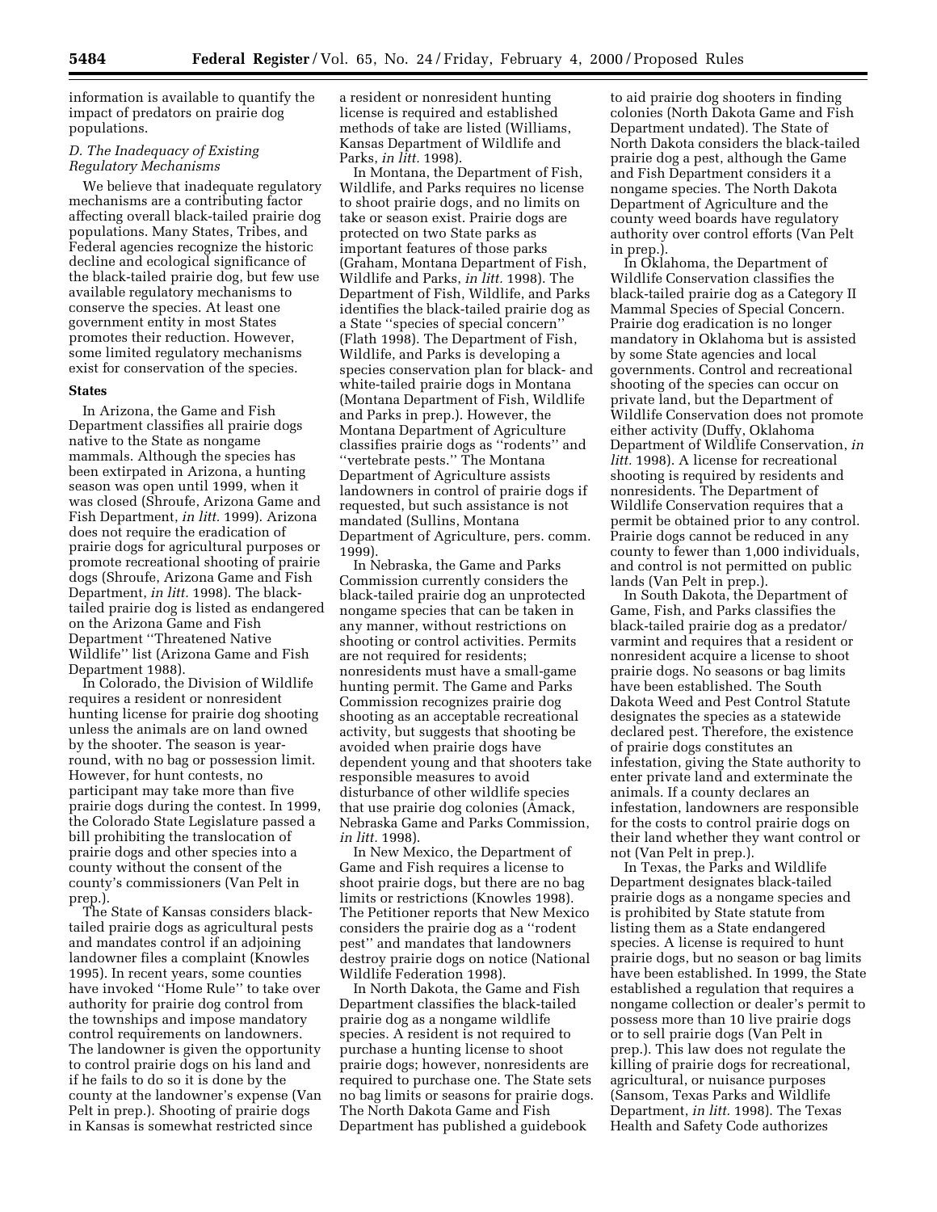information is available to quantify the impact of predators on prairie dog populations.

### *D. The Inadequacy of Existing Regulatory Mechanisms*

We believe that inadequate regulatory mechanisms are a contributing factor affecting overall black-tailed prairie dog populations. Many States, Tribes, and Federal agencies recognize the historic decline and ecological significance of the black-tailed prairie dog, but few use available regulatory mechanisms to conserve the species. At least one government entity in most States promotes their reduction. However, some limited regulatory mechanisms exist for conservation of the species.

#### States

In Arizona, the Game and Fish Department classifies all prairie dogs native to the State as nongame mammals. Although the species has been extirpated in Arizona, a hunting season was open until 1999, when it was closed (Shroufe, Arizona Game and Fish Department, *in litt.* 1999). Arizona does not require the eradication of prairie dogs for agricultural purposes or promote recreational shooting of prairie dogs (Shroufe, Arizona Game and Fish Department, *in litt.* 1998). The black-tailed prairie dog is listed as endangered on the Arizona Game and Fish Department ''Threatened Native Wildlife'' list (Arizona Game and Fish Department 1988).

In Colorado, the Division of Wildlife requires a resident or nonresident hunting license for prairie dog shooting unless the animals are on land owned by the shooter. The season is year-round, with no bag or possession limit. However, for hunt contests, no participant may take more than five prairie dogs during the contest. In 1999, the Colorado State Legislature passed a bill prohibiting the translocation of prairie dogs and other species into a county without the consent of the county's commissioners (Van Pelt in prep.).

The State of Kansas considers black-tailed prairie dogs as agricultural pests and mandates control if an adjoining landowner files a complaint (Knowles 1995). In recent years, some counties have invoked ''Home Rule'' to take over authority for prairie dog control from the townships and impose mandatory control requirements on landowners. The landowner is given the opportunity to control prairie dogs on his land and if he fails to do so it is done by the county at the landowner's expense (Van Pelt in prep.). Shooting of prairie dogs in Kansas is somewhat restricted since a resident or nonresident hunting license is required and established methods of take are listed (Williams, Kansas Department of Wildlife and Parks, *in litt.* 1998).

In Montana, the Department of Fish, Wildlife, and Parks requires no license to shoot prairie dogs, and no limits on take or season exist. Prairie dogs are protected on two State parks as important features of those parks (Graham, Montana Department of Fish, Wildlife and Parks, *in litt.* 1998). The Department of Fish, Wildlife, and Parks identifies the black-tailed prairie dog as a State ''species of special concern'' (Flath 1998). The Department of Fish, Wildlife, and Parks is developing a species conservation plan for black- and white-tailed prairie dogs in Montana (Montana Department of Fish, Wildlife and Parks in prep.). However, the Montana Department of Agriculture classifies prairie dogs as ''rodents'' and ''vertebrate pests.'' The Montana Department of Agriculture assists landowners in control of prairie dogs if requested, but such assistance is not mandated (Sullins, Montana Department of Agriculture, pers. comm. 1999).

In Nebraska, the Game and Parks Commission currently considers the black-tailed prairie dog an unprotected nongame species that can be taken in any manner, without restrictions on shooting or control activities. Permits are not required for residents; nonresidents must have a small-game hunting permit. The Game and Parks Commission recognizes prairie dog shooting as an acceptable recreational activity, but suggests that shooting be avoided when prairie dogs have dependent young and that shooters take responsible measures to avoid disturbance of other wildlife species that use prairie dog colonies (Amack, Nebraska Game and Parks Commission, *in litt.* 1998).

In New Mexico, the Department of Game and Fish requires a license to shoot prairie dogs, but there are no bag limits or restrictions (Knowles 1998). The Petitioner reports that New Mexico considers the prairie dog as a ''rodent pest'' and mandates that landowners destroy prairie dogs on notice (National Wildlife Federation 1998).

In North Dakota, the Game and Fish Department classifies the black-tailed prairie dog as a nongame wildlife species. A resident is not required to purchase a hunting license to shoot prairie dogs; however, nonresidents are required to purchase one. The State sets no bag limits or seasons for prairie dogs. The North Dakota Game and Fish Department has published a guidebook to aid prairie dog shooters in finding colonies (North Dakota Game and Fish Department undated). The State of North Dakota considers the black-tailed prairie dog a pest, although the Game and Fish Department considers it a nongame species. The North Dakota Department of Agriculture and the county weed boards have regulatory authority over control efforts (Van Pelt in prep.).

In Oklahoma, the Department of Wildlife Conservation classifies the black-tailed prairie dog as a Category II Mammal Species of Special Concern. Prairie dog eradication is no longer mandatory in Oklahoma but is assisted by some State agencies and local governments. Control and recreational shooting of the species can occur on private land, but the Department of Wildlife Conservation does not promote either activity (Duffy, Oklahoma Department of Wildlife Conservation, *in litt.* 1998). A license for recreational shooting is required by residents and nonresidents. The Department of Wildlife Conservation requires that a permit be obtained prior to any control. Prairie dogs cannot be reduced in any county to fewer than 1,000 individuals, and control is not permitted on public lands (Van Pelt in prep.).

In South Dakota, the Department of Game, Fish, and Parks classifies the black-tailed prairie dog as a predator/varmint and requires that a resident or nonresident acquire a license to shoot prairie dogs. No seasons or bag limits have been established. The South Dakota Weed and Pest Control Statute designates the species as a statewide declared pest. Therefore, the existence of prairie dogs constitutes an infestation, giving the State authority to enter private land and exterminate the animals. If a county declares an infestation, landowners are responsible for the costs to control prairie dogs on their land whether they want control or not (Van Pelt in prep.).

In Texas, the Parks and Wildlife Department designates black-tailed prairie dogs as a nongame species and is prohibited by State statute from listing them as a State endangered species. A license is required to hunt prairie dogs, but no season or bag limits have been established. In 1999, the State established a regulation that requires a nongame collection or dealer's permit to possess more than 10 live prairie dogs or to sell prairie dogs (Van Pelt in prep.). This law does not regulate the killing of prairie dogs for recreational, agricultural, or nuisance purposes (Sansom, Texas Parks and Wildlife Department, *in litt.* 1998). The Texas Health and Safety Code authorizes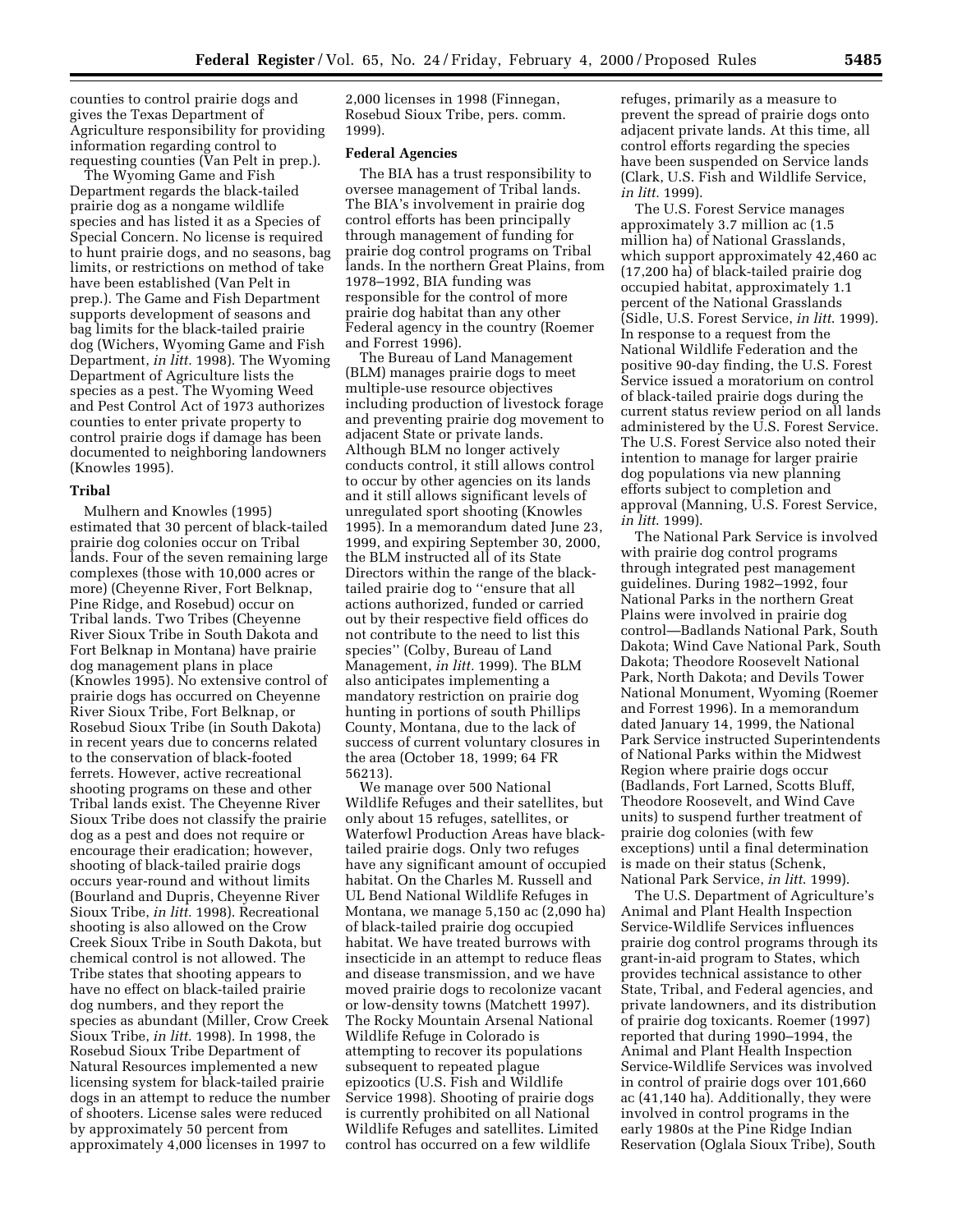counties to control prairie dogs and gives the Texas Department of Agriculture responsibility for providing information regarding control to requesting counties (Van Pelt in prep.).

The Wyoming Game and Fish Department regards the black-tailed prairie dog as a nongame wildlife species and has listed it as a Species of Special Concern. No license is required to hunt prairie dogs, and no seasons, bag limits, or restrictions on method of take have been established (Van Pelt in prep.). The Game and Fish Department supports development of seasons and bag limits for the black-tailed prairie dog (Wichers, Wyoming Game and Fish Department, *in litt.* 1998). The Wyoming Department of Agriculture lists the species as a pest. The Wyoming Weed and Pest Control Act of 1973 authorizes counties to enter private property to control prairie dogs if damage has been documented to neighboring landowners (Knowles 1995).

**Tribal**

Mulhern and Knowles (1995) estimated that 30 percent of black-tailed prairie dog colonies occur on Tribal lands. Four of the seven remaining large complexes (those with 10,000 acres or more) (Cheyenne River, Fort Belknap, Pine Ridge, and Rosebud) occur on Tribal lands. Two Tribes (Cheyenne River Sioux Tribe in South Dakota and Fort Belknap in Montana) have prairie dog management plans in place (Knowles 1995). No extensive control of prairie dogs has occurred on Cheyenne River Sioux Tribe, Fort Belknap, or Rosebud Sioux Tribe (in South Dakota) in recent years due to concerns related to the conservation of black-footed ferrets. However, active recreational shooting programs on these and other Tribal lands exist. The Cheyenne River Sioux Tribe does not classify the prairie dog as a pest and does not require or encourage their eradication; however, shooting of black-tailed prairie dogs occurs year-round and without limits (Bourland and Dupris, Cheyenne River Sioux Tribe, *in litt.* 1998). Recreational shooting is also allowed on the Crow Creek Sioux Tribe in South Dakota, but chemical control is not allowed. The Tribe states that shooting appears to have no effect on black-tailed prairie dog numbers, and they report the species as abundant (Miller, Crow Creek Sioux Tribe, *in litt.* 1998). In 1998, the Rosebud Sioux Tribe Department of Natural Resources implemented a new licensing system for black-tailed prairie dogs in an attempt to reduce the number of shooters. License sales were reduced by approximately 50 percent from approximately 4,000 licenses in 1997 to 2,000 licenses in 1998 (Finnegan, Rosebud Sioux Tribe, pers. comm. 1999).

**Federal Agencies**

The BIA has a trust responsibility to oversee management of Tribal lands. The BIA's involvement in prairie dog control efforts has been principally through management of funding for prairie dog control programs on Tribal lands. In the northern Great Plains, from 1978–1992, BIA funding was responsible for the control of more prairie dog habitat than any other Federal agency in the country (Roemer and Forrest 1996).

The Bureau of Land Management (BLM) manages prairie dogs to meet multiple-use resource objectives including production of livestock forage and preventing prairie dog movement to adjacent State or private lands. Although BLM no longer actively conducts control, it still allows control to occur by other agencies on its lands and it still allows significant levels of unregulated sport shooting (Knowles 1995). In a memorandum dated June 23, 1999, and expiring September 30, 2000, the BLM instructed all of its State Directors within the range of the black-tailed prairie dog to ''ensure that all actions authorized, funded or carried out by their respective field offices do not contribute to the need to list this species'' (Colby, Bureau of Land Management, *in litt.* 1999). The BLM also anticipates implementing a mandatory restriction on prairie dog hunting in portions of south Phillips County, Montana, due to the lack of success of current voluntary closures in the area (October 18, 1999; 64 FR 56213).

We manage over 500 National Wildlife Refuges and their satellites, but only about 15 refuges, satellites, or Waterfowl Production Areas have black-tailed prairie dogs. Only two refuges have any significant amount of occupied habitat. On the Charles M. Russell and UL Bend National Wildlife Refuges in Montana, we manage 5,150 ac (2,090 ha) of black-tailed prairie dog occupied habitat. We have treated burrows with insecticide in an attempt to reduce fleas and disease transmission, and we have moved prairie dogs to recolonize vacant or low-density towns (Matchett 1997). The Rocky Mountain Arsenal National Wildlife Refuge in Colorado is attempting to recover its populations subsequent to repeated plague epizootics (U.S. Fish and Wildlife Service 1998). Shooting of prairie dogs is currently prohibited on all National Wildlife Refuges and satellites. Limited control has occurred on a few wildlife refuges, primarily as a measure to prevent the spread of prairie dogs onto adjacent private lands. At this time, all control efforts regarding the species have been suspended on Service lands (Clark, U.S. Fish and Wildlife Service, *in litt.* 1999).

The U.S. Forest Service manages approximately 3.7 million ac (1.5 million ha) of National Grasslands, which support approximately 42,460 ac (17,200 ha) of black-tailed prairie dog occupied habitat, approximately 1.1 percent of the National Grasslands (Sidle, U.S. Forest Service, *in litt*. 1999). In response to a request from the National Wildlife Federation and the positive 90-day finding, the U.S. Forest Service issued a moratorium on control of black-tailed prairie dogs during the current status review period on all lands administered by the U.S. Forest Service. The U.S. Forest Service also noted their intention to manage for larger prairie dog populations via new planning efforts subject to completion and approval (Manning, U.S. Forest Service, *in litt*. 1999).

The National Park Service is involved with prairie dog control programs through integrated pest management guidelines. During 1982–1992, four National Parks in the northern Great Plains were involved in prairie dog control—Badlands National Park, South Dakota; Wind Cave National Park, South Dakota; Theodore Roosevelt National Park, North Dakota; and Devils Tower National Monument, Wyoming (Roemer and Forrest 1996). In a memorandum dated January 14, 1999, the National Park Service instructed Superintendents of National Parks within the Midwest Region where prairie dogs occur (Badlands, Fort Larned, Scotts Bluff, Theodore Roosevelt, and Wind Cave units) to suspend further treatment of prairie dog colonies (with few exceptions) until a final determination is made on their status (Schenk, National Park Service, *in litt*. 1999).

The U.S. Department of Agriculture's Animal and Plant Health Inspection Service-Wildlife Services influences prairie dog control programs through its grant-in-aid program to States, which provides technical assistance to other State, Tribal, and Federal agencies, and private landowners, and its distribution of prairie dog toxicants. Roemer (1997) reported that during 1990–1994, the Animal and Plant Health Inspection Service-Wildlife Services was involved in control of prairie dogs over 101,660 ac (41,140 ha). Additionally, they were involved in control programs in the early 1980s at the Pine Ridge Indian Reservation (Oglala Sioux Tribe), South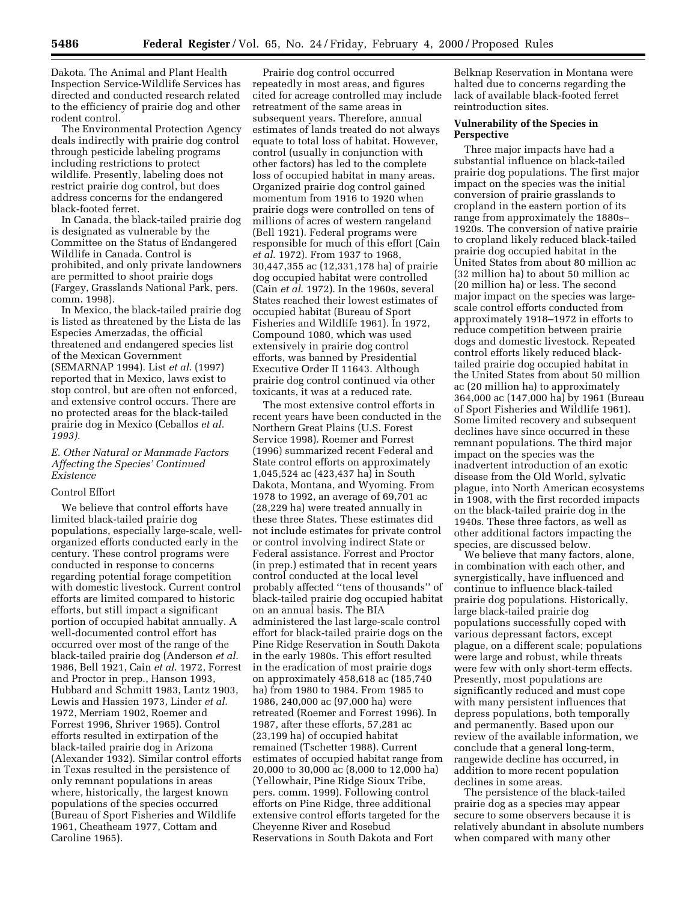Dakota. The Animal and Plant Health Inspection Service-Wildlife Services has directed and conducted research related to the efficiency of prairie dog and other rodent control.

The Environmental Protection Agency deals indirectly with prairie dog control through pesticide labeling programs including restrictions to protect wildlife. Presently, labeling does not restrict prairie dog control, but does address concerns for the endangered black-footed ferret.

In Canada, the black-tailed prairie dog is designated as vulnerable by the Committee on the Status of Endangered Wildlife in Canada. Control is prohibited, and only private landowners are permitted to shoot prairie dogs (Fargey, Grasslands National Park, pers. comm. 1998).

In Mexico, the black-tailed prairie dog is listed as threatened by the Lista de las Especies Amerzadas, the official threatened and endangered species list of the Mexican Government (SEMARNAP 1994). List *et al.* (1997) reported that in Mexico, laws exist to stop control, but are often not enforced, and extensive control occurs. There are no protected areas for the black-tailed prairie dog in Mexico (Ceballos *et al.* 1993).

### *E. Other Natural or Manmade Factors Affecting the Species' Continued Existence*

#### Control Effort

We believe that control efforts have limited black-tailed prairie dog populations, especially large-scale, well-organized efforts conducted early in the century. These control programs were conducted in response to concerns regarding potential forage competition with domestic livestock. Current control efforts are limited compared to historic efforts, but still impact a significant portion of occupied habitat annually. A well-documented control effort has occurred over most of the range of the black-tailed prairie dog (Anderson *et al.* 1986, Bell 1921, Cain *et al.* 1972, Forrest and Proctor in prep., Hanson 1993, Hubbard and Schmitt 1983, Lantz 1903, Lewis and Hassien 1973, Linder *et al.* 1972, Merriam 1902, Roemer and Forrest 1996, Shriver 1965). Control efforts resulted in extirpation of the black-tailed prairie dog in Arizona (Alexander 1932). Similar control efforts in Texas resulted in the persistence of only remnant populations in areas where, historically, the largest known populations of the species occurred (Bureau of Sport Fisheries and Wildlife 1961, Cheatheam 1977, Cottam and Caroline 1965).

Prairie dog control occurred repeatedly in most areas, and figures cited for acreage controlled may include retreatment of the same areas in subsequent years. Therefore, annual estimates of lands treated do not always equate to total loss of habitat. However, control (usually in conjunction with other factors) has led to the complete loss of occupied habitat in many areas. Organized prairie dog control gained momentum from 1916 to 1920 when prairie dogs were controlled on tens of millions of acres of western rangeland (Bell 1921). Federal programs were responsible for much of this effort (Cain *et al.* 1972). From 1937 to 1968, 30,447,355 ac (12,331,178 ha) of prairie dog occupied habitat were controlled (Cain *et al.* 1972). In the 1960s, several States reached their lowest estimates of occupied habitat (Bureau of Sport Fisheries and Wildlife 1961). In 1972, Compound 1080, which was used extensively in prairie dog control efforts, was banned by Presidential Executive Order II 11643. Although prairie dog control continued via other toxicants, it was at a reduced rate.

The most extensive control efforts in recent years have been conducted in the Northern Great Plains (U.S. Forest Service 1998). Roemer and Forrest (1996) summarized recent Federal and State control efforts on approximately 1,045,524 ac (423,437 ha) in South Dakota, Montana, and Wyoming. From 1978 to 1992, an average of 69,701 ac (28,229 ha) were treated annually in these three States. These estimates did not include estimates for private control or control involving indirect State or Federal assistance. Forrest and Proctor (in prep.) estimated that in recent years control conducted at the local level probably affected ''tens of thousands'' of black-tailed prairie dog occupied habitat on an annual basis. The BIA administered the last large-scale control effort for black-tailed prairie dogs on the Pine Ridge Reservation in South Dakota in the early 1980s. This effort resulted in the eradication of most prairie dogs on approximately 458,618 ac (185,740 ha) from 1980 to 1984. From 1985 to 1986, 240,000 ac (97,000 ha) were retreated (Roemer and Forrest 1996). In 1987, after these efforts, 57,281 ac (23,199 ha) of occupied habitat remained (Tschetter 1988). Current estimates of occupied habitat range from 20,000 to 30,000 ac (8,000 to 12,000 ha) (Yellowhair, Pine Ridge Sioux Tribe, pers. comm. 1999). Following control efforts on Pine Ridge, three additional extensive control efforts targeted for the Cheyenne River and Rosebud Reservations in South Dakota and Fort Belknap Reservation in Montana were halted due to concerns regarding the lack of available black-footed ferret reintroduction sites.

### Vulnerability of the Species in Perspective

Three major impacts have had a substantial influence on black-tailed prairie dog populations. The first major impact on the species was the initial conversion of prairie grasslands to cropland in the eastern portion of its range from approximately the 1880s–1920s. The conversion of native prairie to cropland likely reduced black-tailed prairie dog occupied habitat in the United States from about 80 million ac (32 million ha) to about 50 million ac (20 million ha) or less. The second major impact on the species was large-scale control efforts conducted from approximately 1918–1972 in efforts to reduce competition between prairie dogs and domestic livestock. Repeated control efforts likely reduced black-tailed prairie dog occupied habitat in the United States from about 50 million ac (20 million ha) to approximately 364,000 ac (147,000 ha) by 1961 (Bureau of Sport Fisheries and Wildlife 1961). Some limited recovery and subsequent declines have since occurred in these remnant populations. The third major impact on the species was the inadvertent introduction of an exotic disease from the Old World, sylvatic plague, into North American ecosystems in 1908, with the first recorded impacts on the black-tailed prairie dog in the 1940s. These three factors, as well as other additional factors impacting the species, are discussed below.

We believe that many factors, alone, in combination with each other, and synergistically, have influenced and continue to influence black-tailed prairie dog populations. Historically, large black-tailed prairie dog populations successfully coped with various depressant factors, except plague, on a different scale; populations were large and robust, while threats were few with only short-term effects. Presently, most populations are significantly reduced and must cope with many persistent influences that depress populations, both temporally and permanently. Based upon our review of the available information, we conclude that a general long-term, rangewide decline has occurred, in addition to more recent population declines in some areas.

The persistence of the black-tailed prairie dog as a species may appear secure to some observers because it is relatively abundant in absolute numbers when compared with many other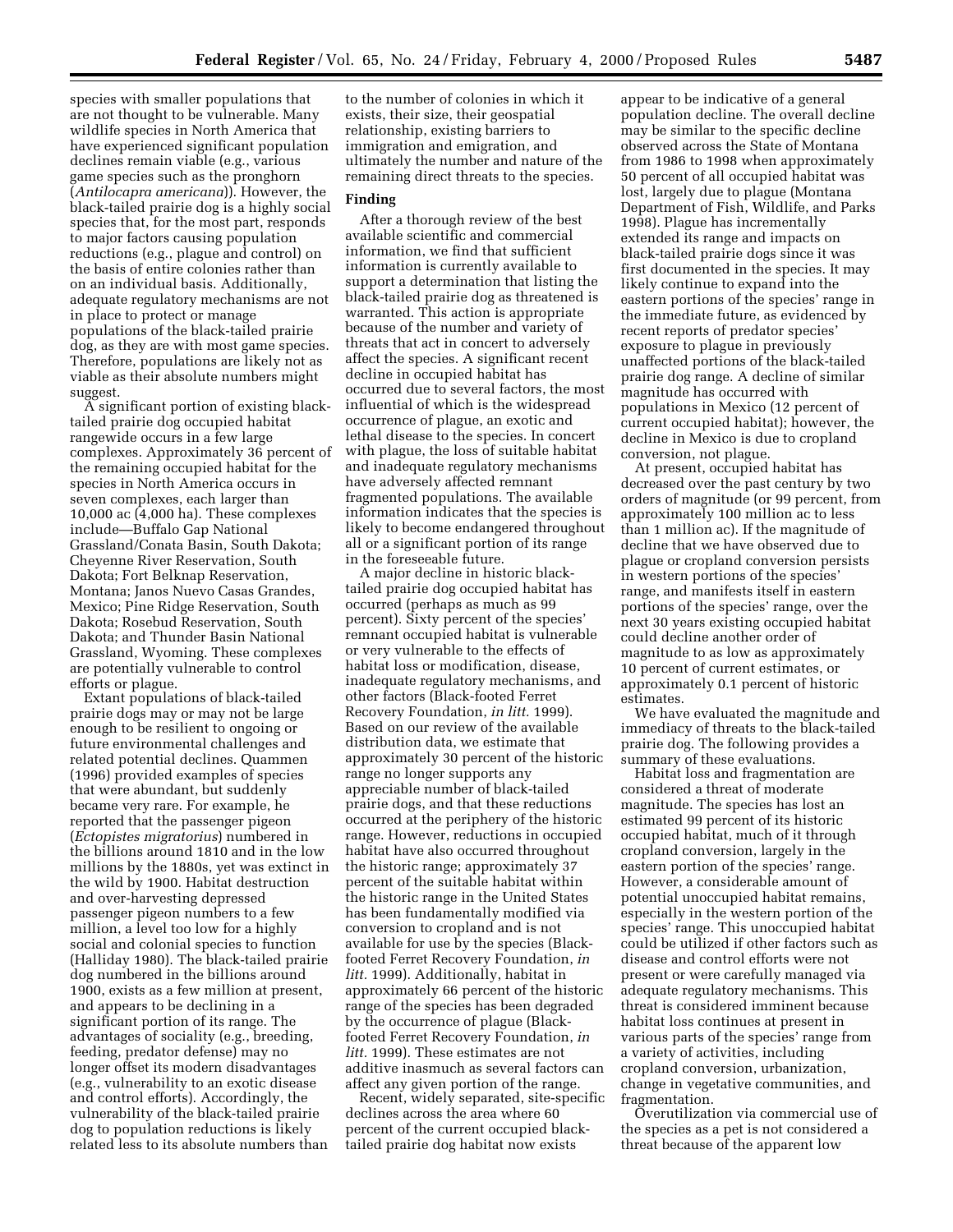species with smaller populations that are not thought to be vulnerable. Many wildlife species in North America that have experienced significant population declines remain viable (e.g., various game species such as the pronghorn (*Antilocapra americana*)). However, the black-tailed prairie dog is a highly social species that, for the most part, responds to major factors causing population reductions (e.g., plague and control) on the basis of entire colonies rather than on an individual basis. Additionally, adequate regulatory mechanisms are not in place to protect or manage populations of the black-tailed prairie dog, as they are with most game species. Therefore, populations are likely not as viable as their absolute numbers might suggest.

A significant portion of existing black-tailed prairie dog occupied habitat rangewide occurs in a few large complexes. Approximately 36 percent of the remaining occupied habitat for the species in North America occurs in seven complexes, each larger than 10,000 ac (4,000 ha). These complexes include—Buffalo Gap National Grassland/Conata Basin, South Dakota; Cheyenne River Reservation, South Dakota; Fort Belknap Reservation, Montana; Janos Nuevo Casas Grandes, Mexico; Pine Ridge Reservation, South Dakota; Rosebud Reservation, South Dakota; and Thunder Basin National Grassland, Wyoming. These complexes are potentially vulnerable to control efforts or plague.

Extant populations of black-tailed prairie dogs may or may not be large enough to be resilient to ongoing or future environmental challenges and related potential declines. Quammen (1996) provided examples of species that were abundant, but suddenly became very rare. For example, he reported that the passenger pigeon (*Ectopistes migratorius*) numbered in the billions around 1810 and in the low millions by the 1880s, yet was extinct in the wild by 1900. Habitat destruction and over-harvesting depressed passenger pigeon numbers to a few million, a level too low for a highly social and colonial species to function (Halliday 1980). The black-tailed prairie dog numbered in the billions around 1900, exists as a few million at present, and appears to be declining in a significant portion of its range. The advantages of sociality (e.g., breeding, feeding, predator defense) may no longer offset its modern disadvantages (e.g., vulnerability to an exotic disease and control efforts). Accordingly, the vulnerability of the black-tailed prairie dog to population reductions is likely related less to its absolute numbers than to the number of colonies in which it exists, their size, their geospatial relationship, existing barriers to immigration and emigration, and ultimately the number and nature of the remaining direct threats to the species.

**Finding**

After a thorough review of the best available scientific and commercial information, we find that sufficient information is currently available to support a determination that listing the black-tailed prairie dog as threatened is warranted. This action is appropriate because of the number and variety of threats that act in concert to adversely affect the species. A significant recent decline in occupied habitat has occurred due to several factors, the most influential of which is the widespread occurrence of plague, an exotic and lethal disease to the species. In concert with plague, the loss of suitable habitat and inadequate regulatory mechanisms have adversely affected remnant fragmented populations. The available information indicates that the species is likely to become endangered throughout all or a significant portion of its range in the foreseeable future.

A major decline in historic black-tailed prairie dog occupied habitat has occurred (perhaps as much as 99 percent). Sixty percent of the species' remnant occupied habitat is vulnerable or very vulnerable to the effects of habitat loss or modification, disease, inadequate regulatory mechanisms, and other factors (Black-footed Ferret Recovery Foundation, *in litt.* 1999). Based on our review of the available distribution data, we estimate that approximately 30 percent of the historic range no longer supports any appreciable number of black-tailed prairie dogs, and that these reductions occurred at the periphery of the historic range. However, reductions in occupied habitat have also occurred throughout the historic range; approximately 37 percent of the suitable habitat within the historic range in the United States has been fundamentally modified via conversion to cropland and is not available for use by the species (Black-footed Ferret Recovery Foundation, *in litt.* 1999). Additionally, habitat in approximately 66 percent of the historic range of the species has been degraded by the occurrence of plague (Black-footed Ferret Recovery Foundation, *in litt.* 1999). These estimates are not additive inasmuch as several factors can affect any given portion of the range.

Recent, widely separated, site-specific declines across the area where 60 percent of the current occupied black-tailed prairie dog habitat now exists appear to be indicative of a general population decline. The overall decline may be similar to the specific decline observed across the State of Montana from 1986 to 1998 when approximately 50 percent of all occupied habitat was lost, largely due to plague (Montana Department of Fish, Wildlife, and Parks 1998). Plague has incrementally extended its range and impacts on black-tailed prairie dogs since it was first documented in the species. It may likely continue to expand into the eastern portions of the species' range in the immediate future, as evidenced by recent reports of predator species' exposure to plague in previously unaffected portions of the black-tailed prairie dog range. A decline of similar magnitude has occurred with populations in Mexico (12 percent of current occupied habitat); however, the decline in Mexico is due to cropland conversion, not plague.

At present, occupied habitat has decreased over the past century by two orders of magnitude (or 99 percent, from approximately 100 million ac to less than 1 million ac). If the magnitude of decline that we have observed due to plague or cropland conversion persists in western portions of the species' range, and manifests itself in eastern portions of the species' range, over the next 30 years existing occupied habitat could decline another order of magnitude to as low as approximately 10 percent of current estimates, or approximately 0.1 percent of historic estimates.

We have evaluated the magnitude and immediacy of threats to the black-tailed prairie dog. The following provides a summary of these evaluations.

Habitat loss and fragmentation are considered a threat of moderate magnitude. The species has lost an estimated 99 percent of its historic occupied habitat, much of it through cropland conversion, largely in the eastern portion of the species' range. However, a considerable amount of potential unoccupied habitat remains, especially in the western portion of the species' range. This unoccupied habitat could be utilized if other factors such as disease and control efforts were not present or were carefully managed via adequate regulatory mechanisms. This threat is considered imminent because habitat loss continues at present in various parts of the species' range from a variety of activities, including cropland conversion, urbanization, change in vegetative communities, and fragmentation.

Overutilization via commercial use of the species as a pet is not considered a threat because of the apparent low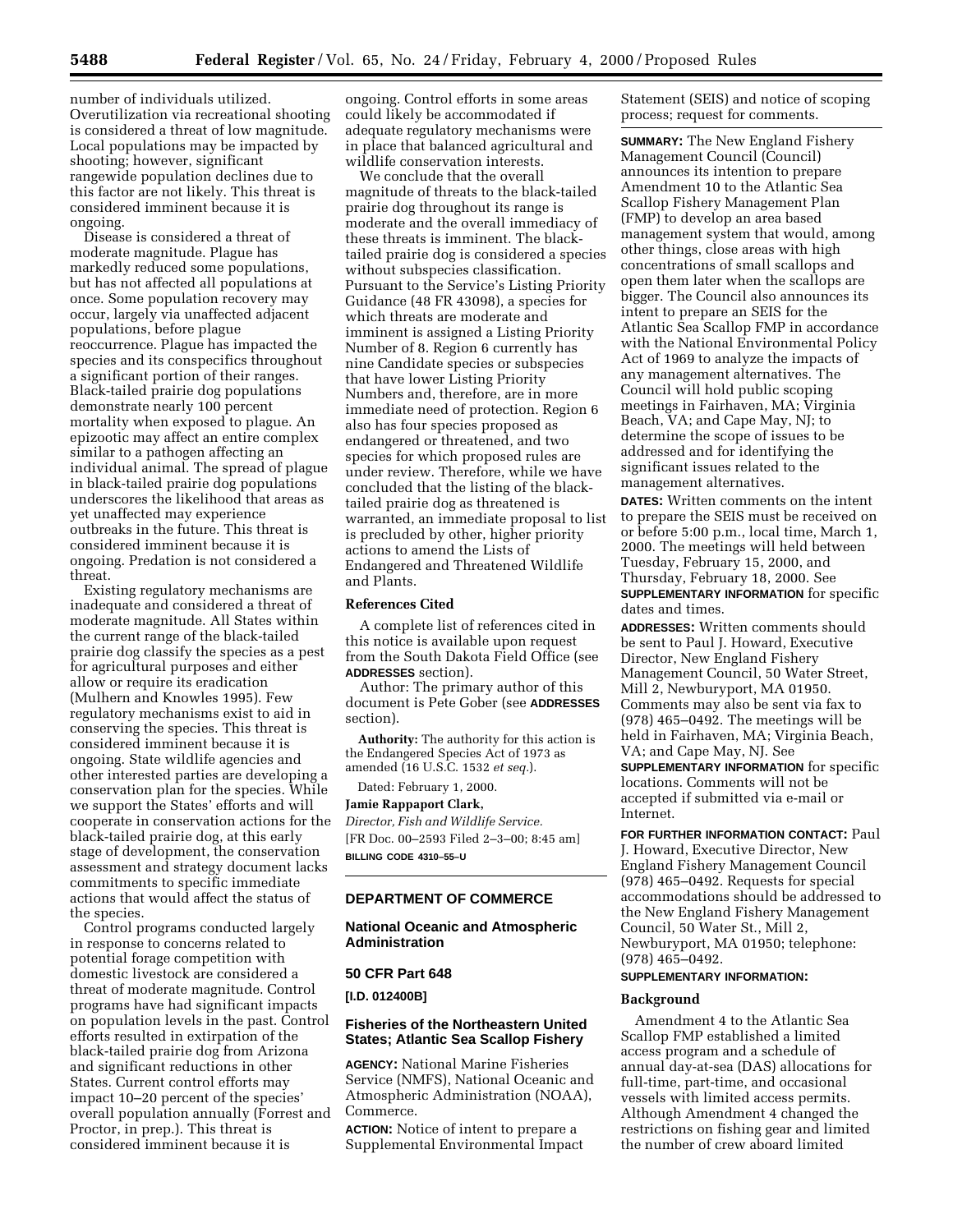number of individuals utilized. Overutilization via recreational shooting is considered a threat of low magnitude. Local populations may be impacted by shooting; however, significant rangewide population declines due to this factor are not likely. This threat is considered imminent because it is ongoing.

Disease is considered a threat of moderate magnitude. Plague has markedly reduced some populations, but has not affected all populations at once. Some population recovery may occur, largely via unaffected adjacent populations, before plague reoccurrence. Plague has impacted the species and its conspecifics throughout a significant portion of their ranges. Black-tailed prairie dog populations demonstrate nearly 100 percent mortality when exposed to plague. An epizootic may affect an entire complex similar to a pathogen affecting an individual animal. The spread of plague in black-tailed prairie dog populations underscores the likelihood that areas as yet unaffected may experience outbreaks in the future. This threat is considered imminent because it is ongoing. Predation is not considered a threat.

Existing regulatory mechanisms are inadequate and considered a threat of moderate magnitude. All States within the current range of the black-tailed prairie dog classify the species as a pest for agricultural purposes and either allow or require its eradication (Mulhern and Knowles 1995). Few regulatory mechanisms exist to aid in conserving the species. This threat is considered imminent because it is ongoing. State wildlife agencies and other interested parties are developing a conservation plan for the species. While we support the States' efforts and will cooperate in conservation actions for the black-tailed prairie dog, at this early stage of development, the conservation assessment and strategy document lacks commitments to specific immediate actions that would affect the status of the species.

Control programs conducted largely in response to concerns related to potential forage competition with domestic livestock are considered a threat of moderate magnitude. Control programs have had significant impacts on population levels in the past. Control efforts resulted in extirpation of the black-tailed prairie dog from Arizona and significant reductions in other States. Current control efforts may impact 10–20 percent of the species' overall population annually (Forrest and Proctor, in prep.). This threat is considered imminent because it is ongoing. Control efforts in some areas could likely be accommodated if adequate regulatory mechanisms were in place that balanced agricultural and wildlife conservation interests.

We conclude that the overall magnitude of threats to the black-tailed prairie dog throughout its range is moderate and the overall immediacy of these threats is imminent. The black-tailed prairie dog is considered a species without subspecies classification. Pursuant to the Service's Listing Priority Guidance (48 FR 43098), a species for which threats are moderate and imminent is assigned a Listing Priority Number of 8. Region 6 currently has nine Candidate species or subspecies that have lower Listing Priority Numbers and, therefore, are in more immediate need of protection. Region 6 also has four species proposed as endangered or threatened, and two species for which proposed rules are under review. Therefore, while we have concluded that the listing of the black-tailed prairie dog as threatened is warranted, an immediate proposal to list is precluded by other, higher priority actions to amend the Lists of Endangered and Threatened Wildlife and Plants.

**References Cited**

A complete list of references cited in this notice is available upon request from the South Dakota Field Office (see **ADDRESSES** section).

Author: The primary author of this document is Pete Gober (see **ADDRESSES** section).

**Authority:** The authority for this action is the Endangered Species Act of 1973 as amended (16 U.S.C. 1532 *et seq.*).

Dated: February 1, 2000.

**Jamie Rappaport Clark,**

*Director, Fish and Wildlife Service.*

[FR Doc. 00–2593 Filed 2–3–00; 8:45 am]

**BILLING CODE 4310–55–U**

## DEPARTMENT OF COMMERCE

### National Oceanic and Atmospheric Administration

### 50 CFR Part 648

**[I.D. 012400B]**

### Fisheries of the Northeastern United States; Atlantic Sea Scallop Fishery

**AGENCY:** National Marine Fisheries Service (NMFS), National Oceanic and Atmospheric Administration (NOAA), Commerce.

**ACTION:** Notice of intent to prepare a Supplemental Environmental Impact Statement (SEIS) and notice of scoping process; request for comments.

**SUMMARY:** The New England Fishery Management Council (Council) announces its intention to prepare Amendment 10 to the Atlantic Sea Scallop Fishery Management Plan (FMP) to develop an area based management system that would, among other things, close areas with high concentrations of small scallops and open them later when the scallops are bigger. The Council also announces its intent to prepare an SEIS for the Atlantic Sea Scallop FMP in accordance with the National Environmental Policy Act of 1969 to analyze the impacts of any management alternatives. The Council will hold public scoping meetings in Fairhaven, MA; Virginia Beach, VA; and Cape May, NJ; to determine the scope of issues to be addressed and for identifying the significant issues related to the management alternatives.

**DATES:** Written comments on the intent to prepare the SEIS must be received on or before 5:00 p.m., local time, March 1, 2000. The meetings will held between Tuesday, February 15, 2000, and Thursday, February 18, 2000. See **SUPPLEMENTARY INFORMATION** for specific dates and times.

**ADDRESSES:** Written comments should be sent to Paul J. Howard, Executive Director, New England Fishery Management Council, 50 Water Street, Mill 2, Newburyport, MA 01950. Comments may also be sent via fax to (978) 465–0492. The meetings will be held in Fairhaven, MA; Virginia Beach, VA; and Cape May, NJ. See **SUPPLEMENTARY INFORMATION** for specific locations. Comments will not be accepted if submitted via e-mail or Internet.

**FOR FURTHER INFORMATION CONTACT:** Paul J. Howard, Executive Director, New England Fishery Management Council (978) 465–0492. Requests for special accommodations should be addressed to the New England Fishery Management Council, 50 Water St., Mill 2, Newburyport, MA 01950; telephone: (978) 465–0492.

**SUPPLEMENTARY INFORMATION:**

**Background**

Amendment 4 to the Atlantic Sea Scallop FMP established a limited access program and a schedule of annual day-at-sea (DAS) allocations for full-time, part-time, and occasional vessels with limited access permits. Although Amendment 4 changed the restrictions on fishing gear and limited the number of crew aboard limited